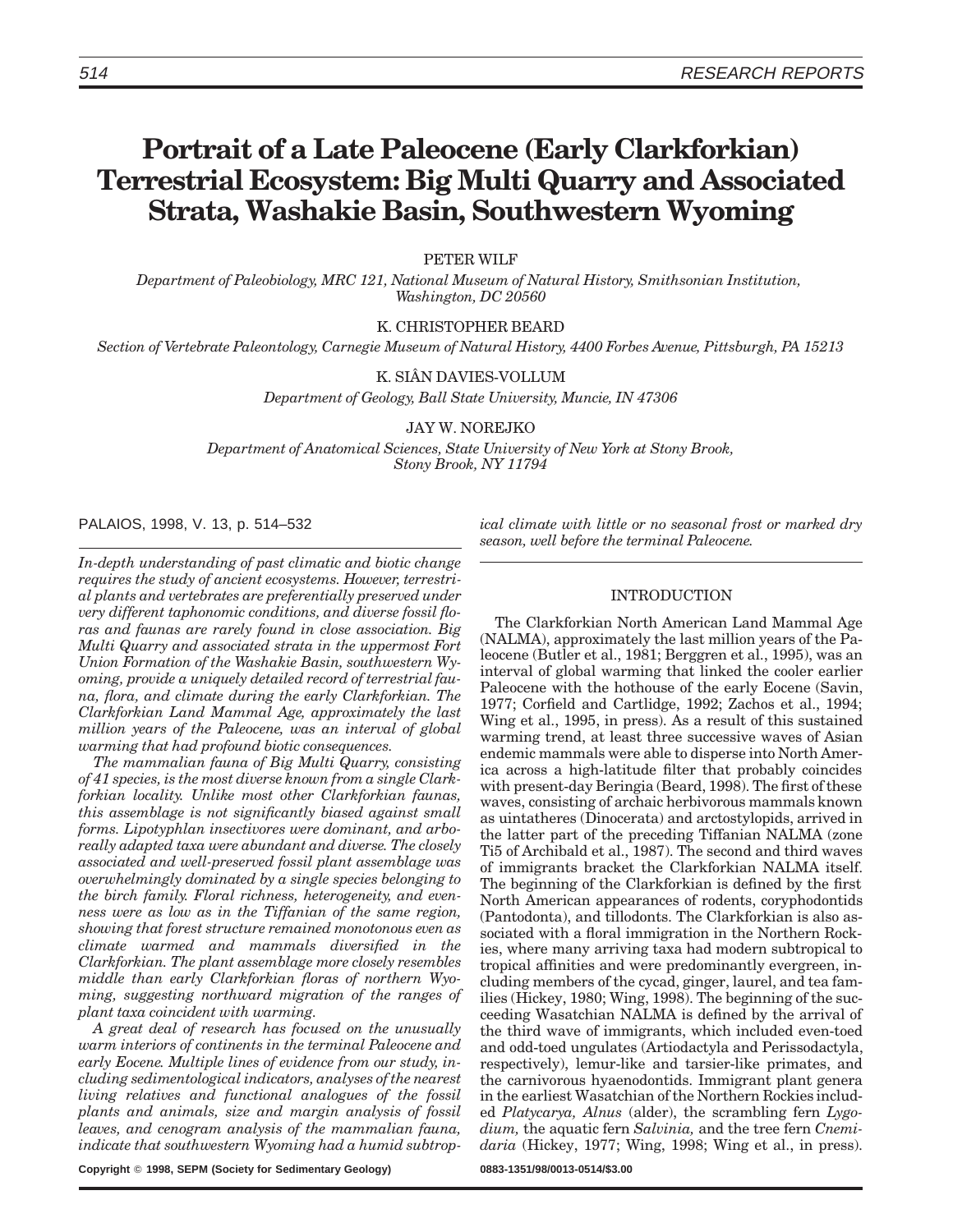# Portrait of a Late Paleocene (Early Clarkforkian) Terrestrial Ecosystem: Big Multi Quarry and Associated Strata, Washakie Basin, Southwestern Wyoming

PETER WILF

*Department of Paleobiology, MRC 121, National Museum of Natural History, Smithsonian Institution, Washington, DC 20560*

K. CHRISTOPHER BEARD

*Section of Vertebrate Paleontology, Carnegie Museum of Natural History, 4400 Forbes Avenue, Pittsburgh, PA 15213*

K. SIÂN DAVIES-VOLLUM

*Department of Geology, Ball State University, Muncie, IN 47306*

JAY W. NOREJKO

*Department of Anatomical Sciences, State University of New York at Stony Brook, Stony Brook, NY 11794*

*In-depth understanding of past climatic and biotic change requires the study of ancient ecosystems. However, terrestrial plants and vertebrates are preferentially preserved under very different taphonomic conditions, and diverse fossil floras and faunas are rarely found in close association. Big Multi Quarry and associated strata in the uppermost Fort Union Formation of the Washakie Basin, southwestern Wyoming, provide a uniquely detailed record of terrestrial fauna, flora, and climate during the early Clarkforkian. The Clarkforkian Land Mammal Age, approximately the last million years of the Paleocene, was an interval of global warming that had profound biotic consequences.*

*The mammalian fauna of Big Multi Quarry, consisting of 41 species, is the most diverse known from a single Clarkforkian locality. Unlike most other Clarkforkian faunas, this assemblage is not significantly biased against small forms. Lipotyphlan insectivores were dominant, and arboreally adapted taxa were abundant and diverse. The closely associated and well-preserved fossil plant assemblage was overwhelmingly dominated by a single species belonging to the birch family. Floral richness, heterogeneity, and evenness were as low as in the Tiffanian of the same region, showing that forest structure remained monotonous even as climate warmed and mammals diversified in the Clarkforkian. The plant assemblage more closely resembles middle than early Clarkforkian floras of northern Wyoming, suggesting northward migration of the ranges of plant taxa coincident with warming.*

*A great deal of research has focused on the unusually warm interiors of continents in the terminal Paleocene and early Eocene. Multiple lines of evidence from our study, including sedimentological indicators, analyses of the nearest living relatives and functional analogues of the fossil plants and animals, size and margin analysis of fossil leaves, and cenogram analysis of the mammalian fauna, indicate that southwestern Wyoming had a humid subtropical climate with little or no seasonal frost or marked dry season, well before the terminal Paleocene.*

## INTRODUCTION

The Clarkforkian North American Land Mammal Age (NALMA), approximately the last million years of the Paleocene (Butler et al., 1981; Berggren et al., 1995), was an interval of global warming that linked the cooler earlier Paleocene with the hothouse of the early Eocene (Savin, 1977; Corfield and Cartlidge, 1992; Zachos et al., 1994; Wing et al., 1995, in press). As a result of this sustained warming trend, at least three successive waves of Asian endemic mammals were able to disperse into North America across a high-latitude filter that probably coincides with present-day Beringia (Beard, 1998). The first of these waves, consisting of archaic herbivorous mammals known as uintatheres (Dinocerata) and arctostylopids, arrived in the latter part of the preceding Tiffanian NALMA (zone Ti5 of Archibald et al., 1987). The second and third waves of immigrants bracket the Clarkforkian NALMA itself. The beginning of the Clarkforkian is defined by the first North American appearances of rodents, coryphodontids (Pantodonta), and tillodonts. The Clarkforkian is also associated with a floral immigration in the Northern Rockies, where many arriving taxa had modern subtropical to tropical affinities and were predominantly evergreen, including members of the cycad, ginger, laurel, and tea families (Hickey, 1980; Wing, 1998). The beginning of the succeeding Wasatchian NALMA is defined by the arrival of the third wave of immigrants, which included even-toed and odd-toed ungulates (Artiodactyla and Perissodactyla, respectively), lemur-like and tarsier-like primates, and the carnivorous hyaenodontids. Immigrant plant genera in the earliest Wasatchian of the Northern Rockies included *Platycarya, Alnus* (alder), the scrambling fern *Lygodium,* the aquatic fern *Salvinia,* and the tree fern *Cnemidaria* (Hickey, 1977; Wing, 1998; Wing et al., in press).

Copyright © 1998, SEPM (Society for Sedimentary Geology) 0883-1351/98/0013-0514/$3.00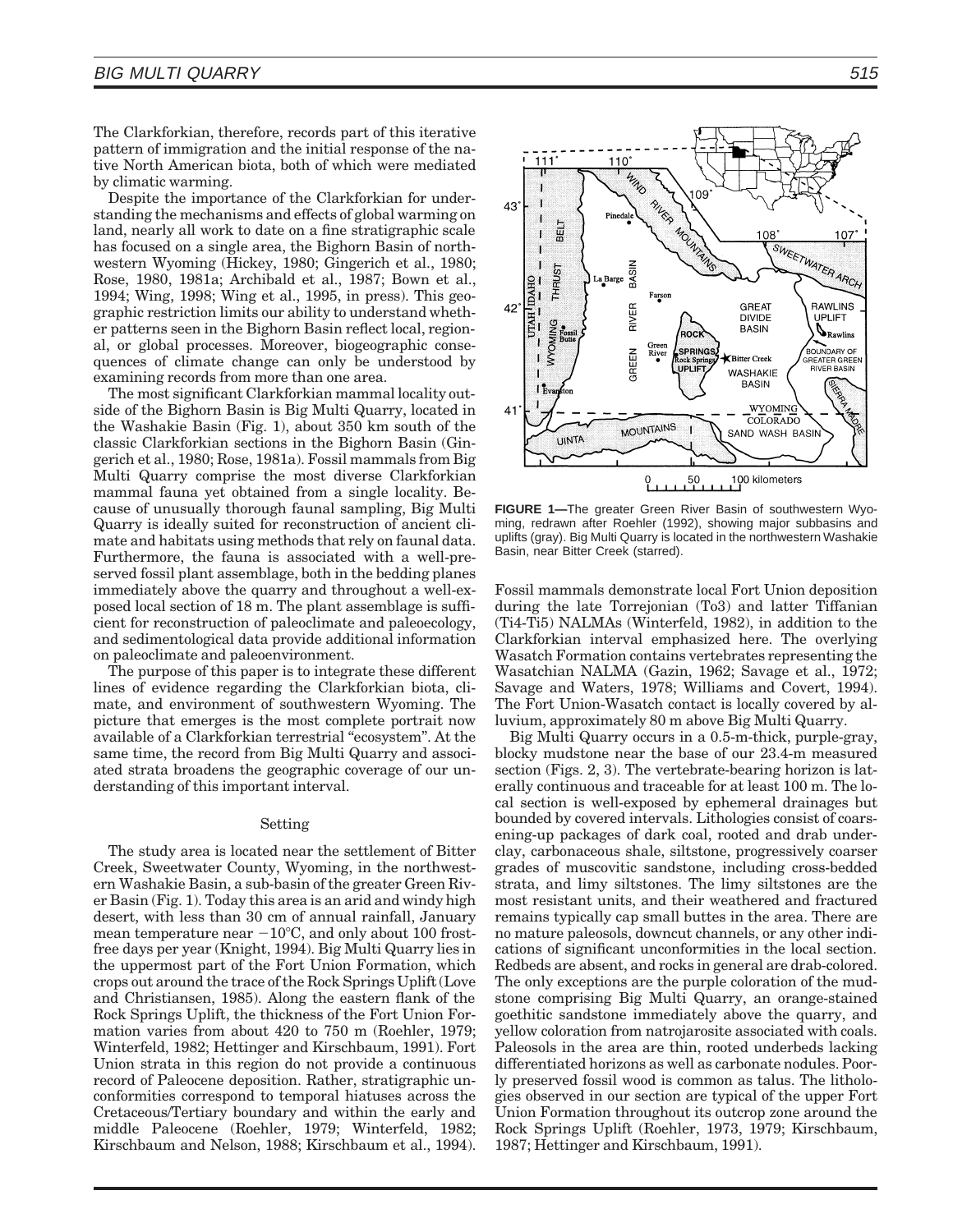The Clarkforkian, therefore, records part of this iterative pattern of immigration and the initial response of the native North American biota, both of which were mediated by climatic warming.

Despite the importance of the Clarkforkian for understanding the mechanisms and effects of global warming on land, nearly all work to date on a fine stratigraphic scale has focused on a single area, the Bighorn Basin of northwestern Wyoming (Hickey, 1980; Gingerich et al., 1980; Rose, 1980, 1981a; Archibald et al., 1987; Bown et al., 1994; Wing, 1998; Wing et al., 1995, in press). This geographic restriction limits our ability to understand whether patterns seen in the Bighorn Basin reflect local, regional, or global processes. Moreover, biogeographic consequences of climate change can only be understood by examining records from more than one area.

The most significant Clarkforkian mammal locality outside of the Bighorn Basin is Big Multi Quarry, located in the Washakie Basin (Fig. 1), about 350 km south of the classic Clarkforkian sections in the Bighorn Basin (Gingerich et al., 1980; Rose, 1981a). Fossil mammals from Big Multi Quarry comprise the most diverse Clarkforkian mammal fauna yet obtained from a single locality. Because of unusually thorough faunal sampling, Big Multi Quarry is ideally suited for reconstruction of ancient climate and habitats using methods that rely on faunal data. Furthermore, the fauna is associated with a well-preserved fossil plant assemblage, both in the bedding planes immediately above the quarry and throughout a well-exposed local section of 18 m. The plant assemblage is sufficient for reconstruction of paleoclimate and paleoecology, and sedimentological data provide additional information on paleoclimate and paleoenvironment.

The purpose of this paper is to integrate these different lines of evidence regarding the Clarkforkian biota, climate, and environment of southwestern Wyoming. The picture that emerges is the most complete portrait now available of a Clarkforkian terrestrial "ecosystem". At the same time, the record from Big Multi Quarry and associated strata broadens the geographic coverage of our understanding of this important interval.

## Setting

The study area is located near the settlement of Bitter Creek, Sweetwater County, Wyoming, in the northwestern Washakie Basin, a sub-basin of the greater Green River Basin (Fig. 1). Today this area is an arid and windy high desert, with less than 30 cm of annual rainfall, January mean temperature near −10°C, and only about 100 frost-free days per year (Knight, 1994). Big Multi Quarry lies in the uppermost part of the Fort Union Formation, which crops out around the trace of the Rock Springs Uplift (Love and Christiansen, 1985). Along the eastern flank of the Rock Springs Uplift, the thickness of the Fort Union Formation varies from about 420 to 750 m (Roehler, 1979; Winterfeld, 1982; Hettinger and Kirschbaum, 1991). Fort Union strata in this region do not provide a continuous record of Paleocene deposition. Rather, stratigraphic unconformities correspond to temporal hiatuses across the Cretaceous/Tertiary boundary and within the early and middle Paleocene (Roehler, 1979; Winterfeld, 1982; Kirschbaum and Nelson, 1988; Kirschbaum et al., 1994).

**FIGURE 1**—The greater Green River Basin of southwestern Wyoming, redrawn after Roehler (1992), showing major subbasins and uplifts (gray). Big Multi Quarry is located in the northwestern Washakie Basin, near Bitter Creek (starred).

Fossil mammals demonstrate local Fort Union deposition during the late Torrejonian (To3) and latter Tiffanian (Ti4-Ti5) NALMAs (Winterfeld, 1982), in addition to the Clarkforkian interval emphasized here. The overlying Wasatch Formation contains vertebrates representing the Wasatchian NALMA (Gazin, 1962; Savage et al., 1972; Savage and Waters, 1978; Williams and Covert, 1994). The Fort Union-Wasatch contact is locally covered by alluvium, approximately 80 m above Big Multi Quarry.

Big Multi Quarry occurs in a 0.5-m-thick, purple-gray, blocky mudstone near the base of our 23.4-m measured section (Figs. 2, 3). The vertebrate-bearing horizon is laterally continuous and traceable for at least 100 m. The local section is well-exposed by ephemeral drainages but bounded by covered intervals. Lithologies consist of coarsening-up packages of dark coal, rooted and drab underclay, carbonaceous shale, siltstone, progressively coarser grades of muscovitic sandstone, including cross-bedded strata, and limy siltstones. The limy siltstones are the most resistant units, and their weathered and fractured remains typically cap small buttes in the area. There are no mature paleosols, downcut channels, or any other indications of significant unconformities in the local section. Redbeds are absent, and rocks in general are drab-colored. The only exceptions are the purple coloration of the mudstone comprising Big Multi Quarry, an orange-stained goethitic sandstone immediately above the quarry, and yellow coloration from natrojarosite associated with coals. Paleosols in the area are thin, rooted underbeds lacking differentiated horizons as well as carbonate nodules. Poorly preserved fossil wood is common as talus. The lithologies observed in our section are typical of the upper Fort Union Formation throughout its outcrop zone around the Rock Springs Uplift (Roehler, 1973, 1979; Kirschbaum, 1987; Hettinger and Kirschbaum, 1991).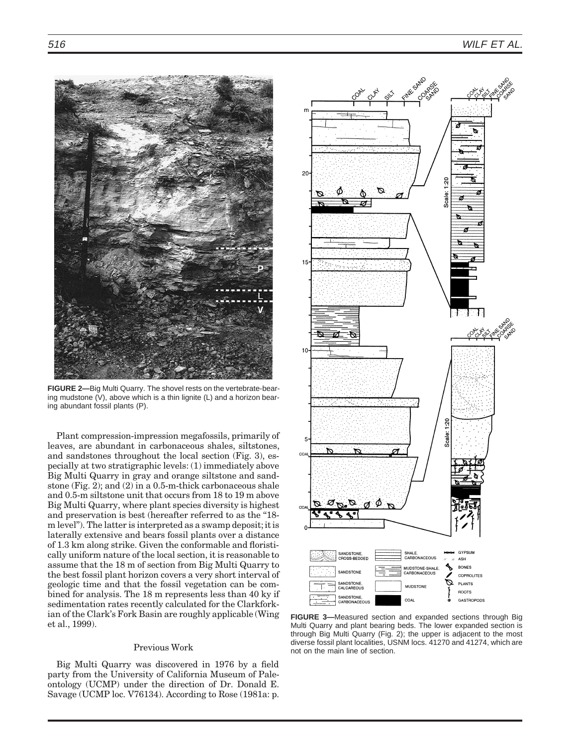**FIGURE 2—**Big Multi Quarry. The shovel rests on the vertebrate-bearing mudstone (V), above which is a thin lignite (L) and a horizon bearing abundant fossil plants (P).

Plant compression-impression megafossils, primarily of leaves, are abundant in carbonaceous shales, siltstones, and sandstones throughout the local section (Fig. 3), especially at two stratigraphic levels: (1) immediately above Big Multi Quarry in gray and orange siltstone and sandstone (Fig. 2); and (2) in a 0.5-m-thick carbonaceous shale and 0.5-m siltstone unit that occurs from 18 to 19 m above Big Multi Quarry, where plant species diversity is highest and preservation is best (hereafter referred to as the "18-m level"). The latter is interpreted as a swamp deposit; it is laterally extensive and bears fossil plants over a distance of 1.3 km along strike. Given the conformable and floristically uniform nature of the local section, it is reasonable to assume that the 18 m of section from Big Multi Quarry to the best fossil plant horizon covers a very short interval of geologic time and that the fossil vegetation can be combined for analysis. The 18 m represents less than 40 ky if sedimentation rates recently calculated for the Clarkforkian of the Clark's Fork Basin are roughly applicable (Wing et al., 1999).

## Previous Work

Big Multi Quarry was discovered in 1976 by a field party from the University of California Museum of Paleontology (UCMP) under the direction of Dr. Donald E. Savage (UCMP loc. V76134). According to Rose (1981a: p.

**FIGURE 3—**Measured section and expanded sections through Big Multi Quarry and plant bearing beds. The lower expanded section is through Big Multi Quarry (Fig. 2); the upper is adjacent to the most diverse fossil plant localities, USNM locs. 41270 and 41274, which are not on the main line of section.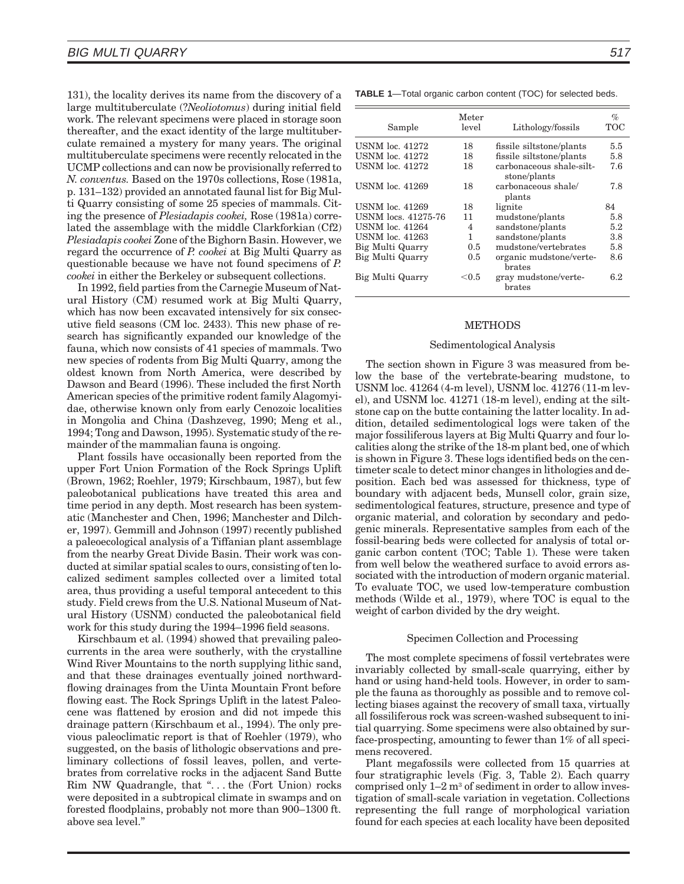131), the locality derives its name from the discovery of a large multituberculate (?*Neoliotomus*) during initial field work. The relevant specimens were placed in storage soon thereafter, and the exact identity of the large multituberculate remained a mystery for many years. The original multituberculate specimens were recently relocated in the UCMP collections and can now be provisionally referred to *N. conventus.* Based on the 1970s collections, Rose (1981a, p. 131–132) provided an annotated faunal list for Big Multi Quarry consisting of some 25 species of mammals. Citing the presence of *Plesiadapis cookei,* Rose (1981a) correlated the assemblage with the middle Clarkforkian (Cf2) *Plesiadapis cookei* Zone of the Bighorn Basin. However, we regard the occurrence of *P. cookei* at Big Multi Quarry as questionable because we have not found specimens of *P. cookei* in either the Berkeley or subsequent collections.

In 1992, field parties from the Carnegie Museum of Natural History (CM) resumed work at Big Multi Quarry, which has now been excavated intensively for six consecutive field seasons (CM loc. 2433). This new phase of research has significantly expanded our knowledge of the fauna, which now consists of 41 species of mammals. Two new species of rodents from Big Multi Quarry, among the oldest known from North America, were described by Dawson and Beard (1996). These included the first North American species of the primitive rodent family Alagomyidae, otherwise known only from early Cenozoic localities in Mongolia and China (Dashzeveg, 1990; Meng et al., 1994; Tong and Dawson, 1995). Systematic study of the remainder of the mammalian fauna is ongoing.

Plant fossils have occasionally been reported from the upper Fort Union Formation of the Rock Springs Uplift (Brown, 1962; Roehler, 1979; Kirschbaum, 1987), but few paleobotanical publications have treated this area and time period in any depth. Most research has been systematic (Manchester and Chen, 1996; Manchester and Dilcher, 1997). Gemmill and Johnson (1997) recently published a paleoecological analysis of a Tiffanian plant assemblage from the nearby Great Divide Basin. Their work was conducted at similar spatial scales to ours, consisting of ten localized sediment samples collected over a limited total area, thus providing a useful temporal antecedent to this study. Field crews from the U.S. National Museum of Natural History (USNM) conducted the paleobotanical field work for this study during the 1994–1996 field seasons.

Kirschbaum et al. (1994) showed that prevailing paleocurrents in the area were southerly, with the crystalline Wind River Mountains to the north supplying lithic sand, and that these drainages eventually joined northward-flowing drainages from the Uinta Mountain Front before flowing east. The Rock Springs Uplift in the latest Paleocene was flattened by erosion and did not impede this drainage pattern (Kirschbaum et al., 1994). The only previous paleoclimatic report is that of Roehler (1979), who suggested, on the basis of lithologic observations and preliminary collections of fossil leaves, pollen, and vertebrates from correlative rocks in the adjacent Sand Butte Rim NW Quadrangle, that ". . . the (Fort Union) rocks were deposited in a subtropical climate in swamps and on forested floodplains, probably not more than 900–1300 ft. above sea level."

**TABLE 1**—Total organic carbon content (TOC) for selected beds.

| Sample | Meter level | Lithology/fossils | % TOC |
|---|---|---|---|
| USNM loc. 41272 | 18 | fissile siltstone/plants | 5.5 |
| USNM loc. 41272 | 18 | fissile siltstone/plants | 5.8 |
| USNM loc. 41272 | 18 | carbonaceous shale-siltstone/plants | 7.6 |
| USNM loc. 41269 | 18 | carbonaceous shale/plants | 7.8 |
| USNM loc. 41269 | 18 | lignite | 84 |
| USNM locs. 41275-76 | 11 | mudstone/plants | 5.8 |
| USNM loc. 41264 | 4 | sandstone/plants | 5.2 |
| USNM loc. 41263 | 1 | sandstone/plants | 3.8 |
| Big Multi Quarry | 0.5 | mudstone/vertebrates | 5.8 |
| Big Multi Quarry | 0.5 | organic mudstone/vertebrates | 8.6 |
| Big Multi Quarry | <0.5 | gray mudstone/vertebrates | 6.2 |

## METHODS

### Sedimentological Analysis

The section shown in Figure 3 was measured from below the base of the vertebrate-bearing mudstone, to USNM loc. 41264 (4-m level), USNM loc. 41276 (11-m level), and USNM loc. 41271 (18-m level), ending at the siltstone cap on the butte containing the latter locality. In addition, detailed sedimentological logs were taken of the major fossiliferous layers at Big Multi Quarry and four localities along the strike of the 18-m plant bed, one of which is shown in Figure 3. These logs identified beds on the centimeter scale to detect minor changes in lithologies and deposition. Each bed was assessed for thickness, type of boundary with adjacent beds, Munsell color, grain size, sedimentological features, structure, presence and type of organic material, and coloration by secondary and pedogenic minerals. Representative samples from each of the fossil-bearing beds were collected for analysis of total organic carbon content (TOC; Table 1). These were taken from well below the weathered surface to avoid errors associated with the introduction of modern organic material. To evaluate TOC, we used low-temperature combustion methods (Wilde et al., 1979), where TOC is equal to the weight of carbon divided by the dry weight.

### Specimen Collection and Processing

The most complete specimens of fossil vertebrates were invariably collected by small-scale quarrying, either by hand or using hand-held tools. However, in order to sample the fauna as thoroughly as possible and to remove collecting biases against the recovery of small taxa, virtually all fossiliferous rock was screen-washed subsequent to initial quarrying. Some specimens were also obtained by surface-prospecting, amounting to fewer than 1% of all specimens recovered.

Plant megafossils were collected from 15 quarries at four stratigraphic levels (Fig. 3, Table 2). Each quarry comprised only 1–2 $m^3$ of sediment in order to allow investigation of small-scale variation in vegetation. Collections representing the full range of morphological variation found for each species at each locality have been deposited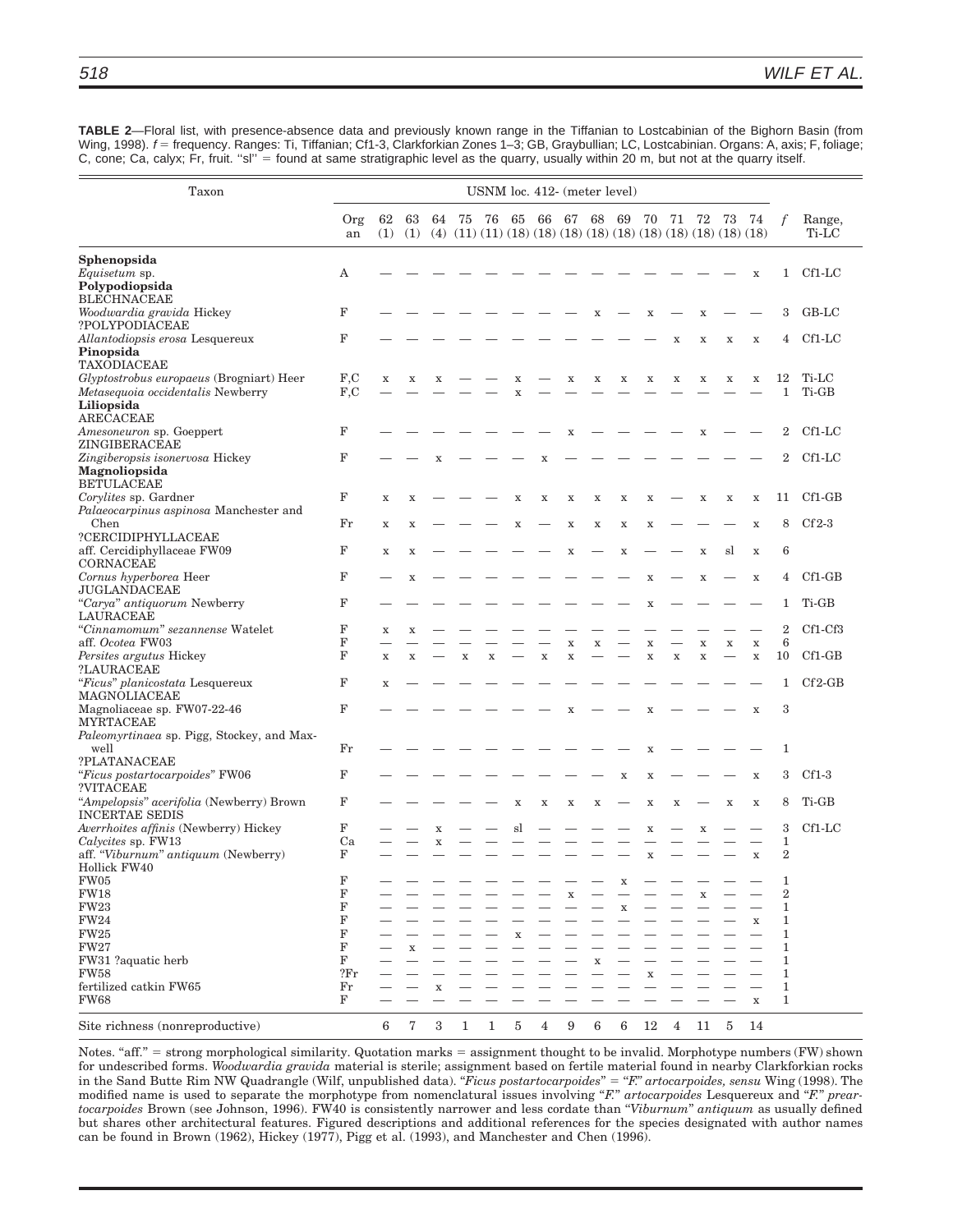**TABLE 2**—Floral list, with presence-absence data and previously known range in the Tiffanian to Lostcabinian of the Bighorn Basin (from Wing, 1998). *f* = frequency. Ranges: Ti, Tiffanian; Cf1-3, Clarkforkian Zones 1–3; GB, Graybullian; LC, Lostcabinian. Organs: A, axis; F, foliage; C, cone; Ca, calyx; Fr, fruit. "sl" = found at same stratigraphic level as the quarry, usually within 20 m, but not at the quarry itself.

| Taxon | Organ | 62 (1) | 63 (1) | 64 (4) | 75 (11) | 76 (11) | 65 (18) | 66 (18) | 67 (18) | 68 (18) | 69 (18) | 70 (18) | 71 (18) | 72 (18) | 73 (18) | 74 (18) | *f* | Range, Ti-LC |
|---|---|---|---|---|---|---|---|---|---|---|---|---|---|---|---|---|---|---|
| | | USNM loc. 412- (meter level) | | | | | | | | | | | | | | | | |
| **Sphenopsida** | | | | | | | | | | | | | | | | | | |
| *Equisetum* sp. | A | — | — | — | — | — | — | — | — | — | — | — | — | — | — | x | 1 | Cf1-LC |
| **Polypodiopsida** | | | | | | | | | | | | | | | | | | |
| BLECHNACEAE | | | | | | | | | | | | | | | | | | |
| *Woodwardia gravida* Hickey | F | — | — | — | — | — | — | — | — | x | — | x | — | x | — | — | 3 | GB-LC |
| ?POLYPODIACEAE | | | | | | | | | | | | | | | | | | |
| *Allantodiopsis erosa* Lesquereux | F | — | — | — | — | — | — | — | — | — | — | — | x | x | x | x | 4 | Cf1-LC |
| **Pinopsida** | | | | | | | | | | | | | | | | | | |
| TAXODIACEAE | | | | | | | | | | | | | | | | | | |
| *Glyptostrobus europaeus* (Brogniart) Heer | F,C | x | x | x | — | — | x | — | x | x | x | x | x | x | x | x | 12 | Ti-LC |
| *Metasequoia occidentalis* Newberry | F,C | — | — | — | — | — | x | — | — | — | — | — | — | — | — | — | 1 | Ti-GB |
| **Liliopsida** | | | | | | | | | | | | | | | | | | |
| ARECACEAE | | | | | | | | | | | | | | | | | | |
| *Amesoneuron* sp. Goeppert | F | — | — | — | — | — | — | — | x | — | — | — | — | x | — | — | 2 | Cf1-LC |
| ZINGIBERACEAE | | | | | | | | | | | | | | | | | | |
| *Zingiberopsis isonervosa* Hickey | F | — | — | x | — | — | — | x | — | — | — | — | — | — | — | — | 2 | Cf1-LC |
| **Magnoliopsida** | | | | | | | | | | | | | | | | | | |
| BETULACEAE | | | | | | | | | | | | | | | | | | |
| *Corylites* sp. Gardner | F | x | x | — | — | — | x | x | x | x | x | x | — | x | x | x | 11 | Cf1-GB |
| *Palaeocarpinus aspinosa* Manchester and Chen | Fr | x | x | — | — | — | x | — | x | x | x | x | — | — | — | x | 8 | Cf2-3 |
| ?CERCIDIPHYLLACEAE | | | | | | | | | | | | | | | | | | |
| aff. Cercidiphyllaceae FW09 | F | x | x | — | — | — | — | — | x | — | x | — | — | x | sl | x | 6 | |
| CORNACEAE | | | | | | | | | | | | | | | | | | |
| *Cornus hyperborea* Heer | F | — | x | — | — | — | — | — | — | — | — | x | — | x | — | x | 4 | Cf1-GB |
| JUGLANDACEAE | | | | | | | | | | | | | | | | | | |
| "*Carya*" *antiquorum* Newberry | F | — | — | — | — | — | — | — | — | — | — | x | — | — | — | — | 1 | Ti-GB |
| LAURACEAE | | | | | | | | | | | | | | | | | | |
| "*Cinnamomum*" *sezannense* Watelet | F | x | x | — | — | — | — | — | — | — | — | — | — | — | — | — | 2 | Cf1-Cf3 |
| aff. *Ocotea* FW03 | F | — | — | — | — | — | — | — | x | x | — | x | — | x | x | x | 6 | |
| *Persites argutus* Hickey | F | x | x | — | x | x | — | x | x | — | — | x | x | x | — | x | 10 | Cf1-GB |
| ?LAURACEAE | | | | | | | | | | | | | | | | | | |
| "*Ficus*" *planicostata* Lesquereux | F | x | — | — | — | — | — | — | — | — | — | — | — | — | — | — | 1 | Cf2-GB |
| MAGNOLIACEAE | | | | | | | | | | | | | | | | | | |
| Magnoliaceae sp. FW07-22-46 | F | — | — | — | — | — | — | — | x | — | — | x | — | — | — | x | 3 | |
| MYRTACEAE | | | | | | | | | | | | | | | | | | |
| *Paleomyrtinaea* sp. Pigg, Stockey, and Maxwell | Fr | — | — | — | — | — | — | — | — | — | — | x | — | — | — | — | 1 | |
| ?PLATANACEAE | | | | | | | | | | | | | | | | | | |
| "*Ficus postartocarpoides*" FW06 | F | — | — | — | — | — | — | — | — | — | x | x | — | — | — | x | 3 | Cf1-3 |
| ?VITACEAE | | | | | | | | | | | | | | | | | | |
| "*Ampelopsis*" *acerifolia* (Newberry) Brown | F | — | — | — | — | — | x | x | x | x | — | x | x | — | x | x | 8 | Ti-GB |
| INCERTAE SEDIS | | | | | | | | | | | | | | | | | | |
| *Averrhoites affinis* (Newberry) Hickey | F | — | — | x | — | — | sl | — | — | — | — | x | — | x | — | — | 3 | Cf1-LC |
| *Calycites* sp. FW13 | Ca | — | — | x | — | — | — | — | — | — | — | — | — | — | — | — | 1 | |
| aff. "*Viburnum*" *antiquum* (Newberry) Hollick FW40 | F | — | — | — | — | — | — | — | — | — | — | x | — | — | — | x | 2 | |
| FW05 | F | — | — | — | — | — | — | — | — | — | x | — | — | — | — | — | 1 | |
| FW18 | F | — | — | — | — | — | — | — | x | — | — | — | — | x | — | — | 2 | |
| FW23 | F | — | — | — | — | — | — | — | — | — | x | — | — | — | — | — | 1 | |
| FW24 | F | — | — | — | — | — | — | — | — | — | — | — | — | — | — | x | 1 | |
| FW25 | F | — | — | — | — | — | x | — | — | — | — | — | — | — | — | — | 1 | |
| FW27 | F | — | x | — | — | — | — | — | — | — | — | — | — | — | — | — | 1 | |
| FW31 ?aquatic herb | F | — | — | — | — | — | — | — | — | x | — | — | — | — | — | — | 1 | |
| FW58 | ?Fr | — | — | — | — | — | — | — | — | — | — | x | — | — | — | — | 1 | |
| fertilized catkin FW65 | Fr | — | — | x | — | — | — | — | — | — | — | — | — | — | — | — | 1 | |
| FW68 | F | — | — | — | — | — | — | — | — | — | — | — | — | — | — | x | 1 | |
| Site richness (nonreproductive) | | 6 | 7 | 3 | 1 | 1 | 5 | 4 | 9 | 6 | 6 | 12 | 4 | 11 | 5 | 14 | | |

Notes. "aff." = strong morphological similarity. Quotation marks = assignment thought to be invalid. Morphotype numbers (FW) shown for undescribed forms. *Woodwardia gravida* material is sterile; assignment based on fertile material found in nearby Clarkforkian rocks in the Sand Butte Rim NW Quadrangle (Wilf, unpublished data). "*Ficus postartocarpoides*" = "*F.*" *artocarpoides, sensu* Wing (1998). The modified name is used to separate the morphotype from nomenclatural issues involving "*F.*" *artocarpoides* Lesquereux and "*F.*" *preartocarpoides* Brown (see Johnson, 1996). FW40 is consistently narrower and less cordate than "*Viburnum*" *antiquum* as usually defined but shares other architectural features. Figured descriptions and additional references for the species designated with author names can be found in Brown (1962), Hickey (1977), Pigg et al. (1993), and Manchester and Chen (1996).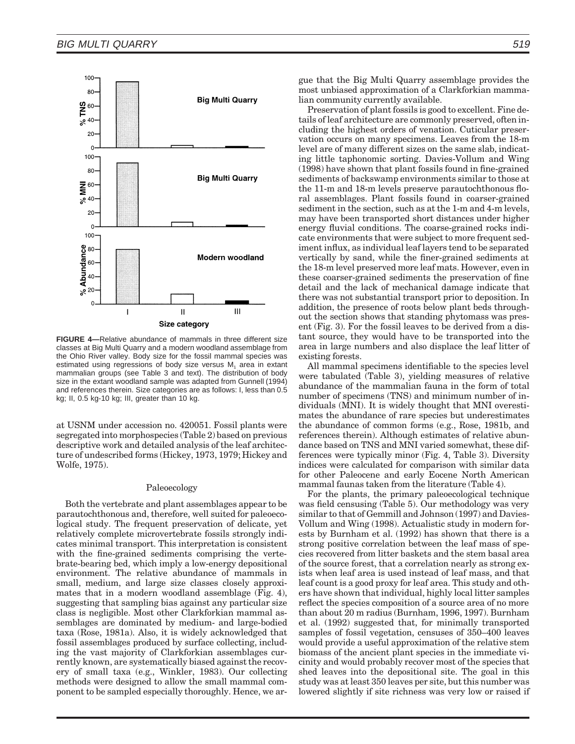FIGURE 4—Relative abundance of mammals in three different size classes at Big Multi Quarry and a modern woodland assemblage from the Ohio River valley. Body size for the fossil mammal species was estimated using regressions of body size versus $M_1$ area in extant mammalian groups (see Table 3 and text). The distribution of body size in the extant woodland sample was adapted from Gunnell (1994) and references therein. Size categories are as follows: I, less than 0.5 kg; II, 0.5 kg-10 kg; III, greater than 10 kg.

at USNM under accession no. 420051. Fossil plants were segregated into morphospecies (Table 2) based on previous descriptive work and detailed analysis of the leaf architecture of undescribed forms (Hickey, 1973, 1979; Hickey and Wolfe, 1975).

### Paleoecology

Both the vertebrate and plant assemblages appear to be parautochthonous and, therefore, well suited for paleoecological study. The frequent preservation of delicate, yet relatively complete microvertebrate fossils strongly indicates minimal transport. This interpretation is consistent with the fine-grained sediments comprising the vertebrate-bearing bed, which imply a low-energy depositional environment. The relative abundance of mammals in small, medium, and large size classes closely approximates that in a modern woodland assemblage (Fig. 4), suggesting that sampling bias against any particular size class is negligible. Most other Clarkforkian mammal assemblages are dominated by medium- and large-bodied taxa (Rose, 1981a). Also, it is widely acknowledged that fossil assemblages produced by surface collecting, including the vast majority of Clarkforkian assemblages currently known, are systematically biased against the recovery of small taxa (e.g., Winkler, 1983). Our collecting methods were designed to allow the small mammal component to be sampled especially thoroughly. Hence, we argue that the Big Multi Quarry assemblage provides the most unbiased approximation of a Clarkforkian mammalian community currently available.

Preservation of plant fossils is good to excellent. Fine details of leaf architecture are commonly preserved, often including the highest orders of venation. Cuticular preservation occurs on many specimens. Leaves from the 18-m level are of many different sizes on the same slab, indicating little taphonomic sorting. Davies-Vollum and Wing (1998) have shown that plant fossils found in fine-grained sediments of backswamp environments similar to those at the 11-m and 18-m levels preserve parautochthonous floral assemblages. Plant fossils found in coarser-grained sediment in the section, such as at the 1-m and 4-m levels, may have been transported short distances under higher energy fluvial conditions. The coarse-grained rocks indicate environments that were subject to more frequent sediment influx, as individual leaf layers tend to be separated vertically by sand, while the finer-grained sediments at the 18-m level preserved more leaf mats. However, even in these coarser-grained sediments the preservation of fine detail and the lack of mechanical damage indicate that there was not substantial transport prior to deposition. In addition, the presence of roots below plant beds throughout the section shows that standing phytomass was present (Fig. 3). For the fossil leaves to be derived from a distant source, they would have to be transported into the area in large numbers and also displace the leaf litter of existing forests.

All mammal specimens identifiable to the species level were tabulated (Table 3), yielding measures of relative abundance of the mammalian fauna in the form of total number of specimens (TNS) and minimum number of individuals (MNI). It is widely thought that MNI overestimates the abundance of rare species but underestimates the abundance of common forms (e.g., Rose, 1981b, and references therein). Although estimates of relative abundance based on TNS and MNI varied somewhat, these differences were typically minor (Fig. 4, Table 3). Diversity indices were calculated for comparison with similar data for other Paleocene and early Eocene North American mammal faunas taken from the literature (Table 4).

For the plants, the primary paleoecological technique was field censusing (Table 5). Our methodology was very similar to that of Gemmill and Johnson (1997) and Davies-Vollum and Wing (1998). Actualistic study in modern forests by Burnham et al. (1992) has shown that there is a strong positive correlation between the leaf mass of species recovered from litter baskets and the stem basal area of the source forest, that a correlation nearly as strong exists when leaf area is used instead of leaf mass, and that leaf count is a good proxy for leaf area. This study and others have shown that individual, highly local litter samples reflect the species composition of a source area of no more than about 20 m radius (Burnham, 1996, 1997). Burnham et al. (1992) suggested that, for minimally transported samples of fossil vegetation, censuses of 350–400 leaves would provide a useful approximation of the relative stem biomass of the ancient plant species in the immediate vicinity and would probably recover most of the species that shed leaves into the depositional site. The goal in this study was at least 350 leaves per site, but this number was lowered slightly if site richness was very low or raised if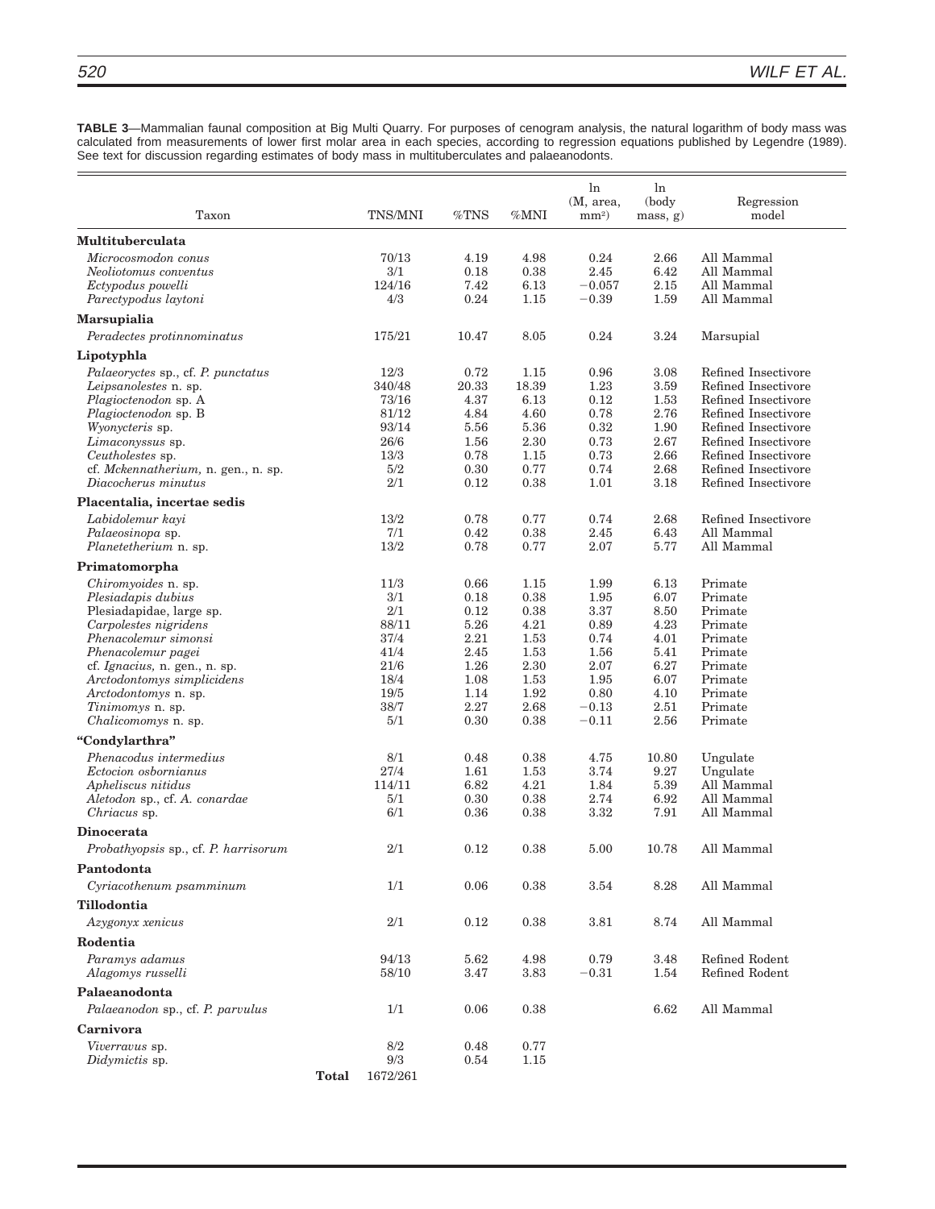**TABLE 3**—Mammalian faunal composition at Big Multi Quarry. For purposes of cenogram analysis, the natural logarithm of body mass was calculated from measurements of lower first molar area in each species, according to regression equations published by Legendre (1989). See text for discussion regarding estimates of body mass in multituberculates and palaeanodonts.

| Taxon | TNS/MNI | %TNS | %MNI | ln (M, area, mm²) | ln (body mass, g) | Regression model |
|---|---|---|---|---|---|---|
| **Multituberculata** | | | | | | |
| *Microcosmodon conus* | 70/13 | 4.19 | 4.98 | 0.24 | 2.66 | All Mammal |
| *Neoliotomus conventus* | 3/1 | 0.18 | 0.38 | 2.45 | 6.42 | All Mammal |
| *Ectypodus powelli* | 124/16 | 7.42 | 6.13 | −0.057 | 2.15 | All Mammal |
| *Parectypodus laytoni* | 4/3 | 0.24 | 1.15 | −0.39 | 1.59 | All Mammal |
| **Marsupialia** | | | | | | |
| *Peradectes protinnominatus* | 175/21 | 10.47 | 8.05 | 0.24 | 3.24 | Marsupial |
| **Lipotyphla** | | | | | | |
| *Palaeoryctes* sp., cf. *P. punctatus* | 12/3 | 0.72 | 1.15 | 0.96 | 3.08 | Refined Insectivore |
| *Leipsanolestes* n. sp. | 340/48 | 20.33 | 18.39 | 1.23 | 3.59 | Refined Insectivore |
| *Plagioctenodon* sp. A | 73/16 | 4.37 | 6.13 | 0.12 | 1.53 | Refined Insectivore |
| *Plagioctenodon* sp. B | 81/12 | 4.84 | 4.60 | 0.78 | 2.76 | Refined Insectivore |
| *Wyonycteris* sp. | 93/14 | 5.56 | 5.36 | 0.32 | 1.90 | Refined Insectivore |
| *Limaconyssus* sp. | 26/6 | 1.56 | 2.30 | 0.73 | 2.67 | Refined Insectivore |
| *Ceutholestes* sp. | 13/3 | 0.78 | 1.15 | 0.73 | 2.66 | Refined Insectivore |
| cf. *Mckennatherium*, n. gen., n. sp. | 5/2 | 0.30 | 0.77 | 0.74 | 2.68 | Refined Insectivore |
| *Diacocherus minutus* | 2/1 | 0.12 | 0.38 | 1.01 | 3.18 | Refined Insectivore |
| **Placentalia, incertae sedis** | | | | | | |
| *Labidolemur kayi* | 13/2 | 0.78 | 0.77 | 0.74 | 2.68 | Refined Insectivore |
| *Palaeosinopa* sp. | 7/1 | 0.42 | 0.38 | 2.45 | 6.43 | All Mammal |
| *Planetetherium* n. sp. | 13/2 | 0.78 | 0.77 | 2.07 | 5.77 | All Mammal |
| **Primatomorpha** | | | | | | |
| *Chiromyoides* n. sp. | 11/3 | 0.66 | 1.15 | 1.99 | 6.13 | Primate |
| *Plesiadapis dubius* | 3/1 | 0.18 | 0.38 | 1.95 | 6.07 | Primate |
| Plesiadapidae, large sp. | 2/1 | 0.12 | 0.38 | 3.37 | 8.50 | Primate |
| *Carpolestes nigridens* | 88/11 | 5.26 | 4.21 | 0.89 | 4.23 | Primate |
| *Phenacolemur simonsi* | 37/4 | 2.21 | 1.53 | 0.74 | 4.01 | Primate |
| *Phenacolemur pagei* | 41/4 | 2.45 | 1.53 | 1.56 | 5.41 | Primate |
| cf. *Ignacius*, n. gen., n. sp. | 21/6 | 1.26 | 2.30 | 2.07 | 6.27 | Primate |
| *Arctodontomys simplicidens* | 18/4 | 1.08 | 1.53 | 1.95 | 6.07 | Primate |
| *Arctodontomys* n. sp. | 19/5 | 1.14 | 1.92 | 0.80 | 4.10 | Primate |
| *Tinimomys* n. sp. | 38/7 | 2.27 | 2.68 | −0.13 | 2.51 | Primate |
| *Chalicomomys* n. sp. | 5/1 | 0.30 | 0.38 | −0.11 | 2.56 | Primate |
| **"Condylarthra"** | | | | | | |
| *Phenacodus intermedius* | 8/1 | 0.48 | 0.38 | 4.75 | 10.80 | Ungulate |
| *Ectocion osbornianus* | 27/4 | 1.61 | 1.53 | 3.74 | 9.27 | Ungulate |
| *Apheliscus nitidus* | 114/11 | 6.82 | 4.21 | 1.84 | 5.39 | All Mammal |
| *Aletodon* sp., cf. *A. conardae* | 5/1 | 0.30 | 0.38 | 2.74 | 6.92 | All Mammal |
| *Chriacus* sp. | 6/1 | 0.36 | 0.38 | 3.32 | 7.91 | All Mammal |
| **Dinocerata** | | | | | | |
| *Probathyopsis* sp., cf. *P. harrisorum* | 2/1 | 0.12 | 0.38 | 5.00 | 10.78 | All Mammal |
| **Pantodonta** | | | | | | |
| *Cyriacothenum psamminum* | 1/1 | 0.06 | 0.38 | 3.54 | 8.28 | All Mammal |
| **Tillodontia** | | | | | | |
| *Azygonyx xenicus* | 2/1 | 0.12 | 0.38 | 3.81 | 8.74 | All Mammal |
| **Rodentia** | | | | | | |
| *Paramys adamus* | 94/13 | 5.62 | 4.98 | 0.79 | 3.48 | Refined Rodent |
| *Alagomys russelli* | 58/10 | 3.47 | 3.83 | −0.31 | 1.54 | Refined Rodent |
| **Palaeanodonta** | | | | | | |
| *Palaeanodon* sp., cf. *P. parvulus* | 1/1 | 0.06 | 0.38 | | 6.62 | All Mammal |
| **Carnivora** | | | | | | |
| *Viverravus* sp. | 8/2 | 0.48 | 0.77 | | | |
| *Didymictis* sp. | 9/3 | 0.54 | 1.15 | | | |
| **Total** | 1672/261 | | | | | |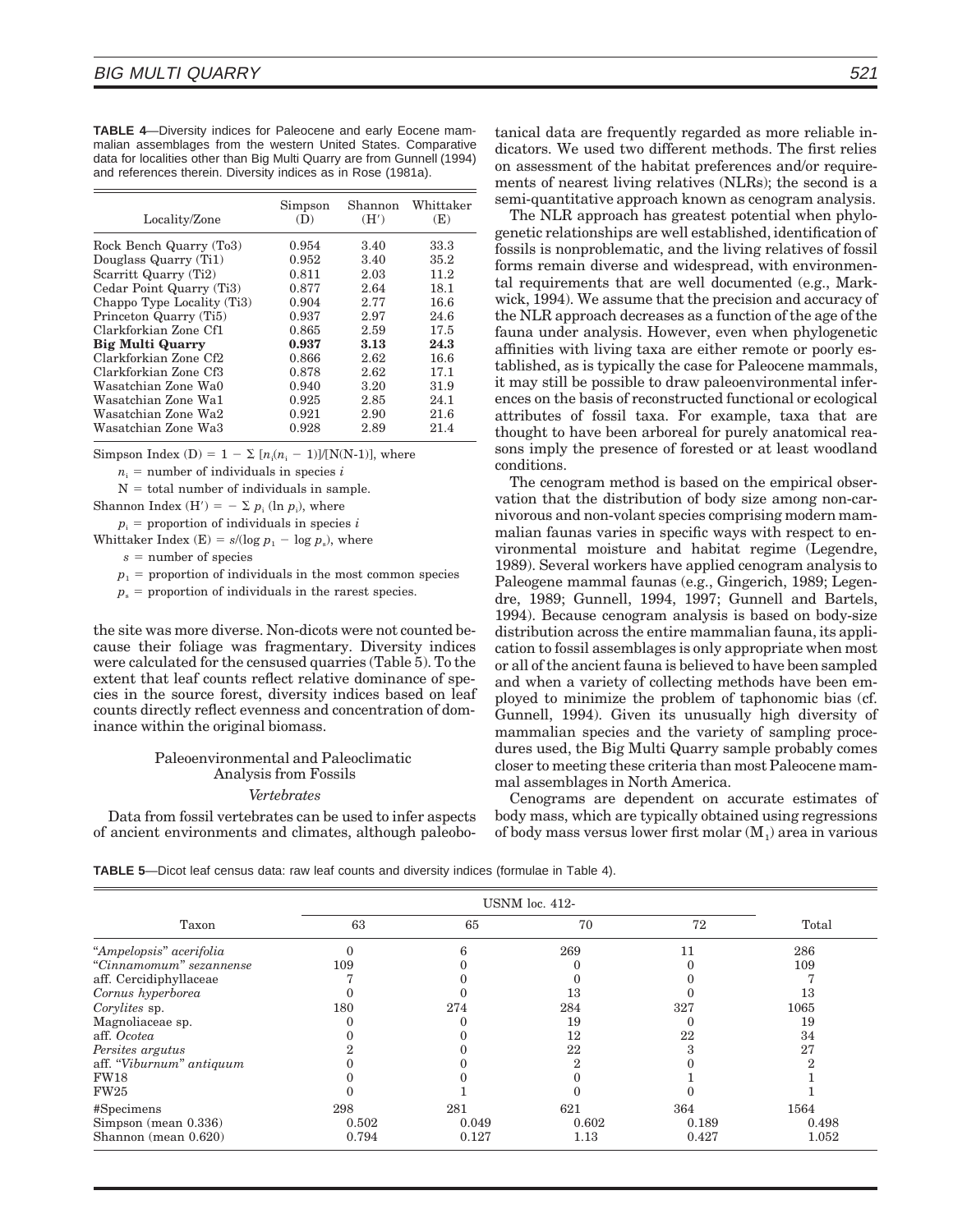**TABLE 4**—Diversity indices for Paleocene and early Eocene mammalian assemblages from the western United States. Comparative data for localities other than Big Multi Quarry are from Gunnell (1994) and references therein. Diversity indices as in Rose (1981a).

| Locality/Zone | Simpson (D) | Shannon (H′) | Whittaker (E) |
|---|---|---|---|
| Rock Bench Quarry (To3) | 0.954 | 3.40 | 33.3 |
| Douglass Quarry (Ti1) | 0.952 | 3.40 | 35.2 |
| Scarritt Quarry (Ti2) | 0.811 | 2.03 | 11.2 |
| Cedar Point Quarry (Ti3) | 0.877 | 2.64 | 18.1 |
| Chappo Type Locality (Ti3) | 0.904 | 2.77 | 16.6 |
| Princeton Quarry (Ti5) | 0.937 | 2.97 | 24.6 |
| Clarkforkian Zone Cf1 | 0.865 | 2.59 | 17.5 |
| **Big Multi Quarry** | **0.937** | **3.13** | **24.3** |
| Clarkforkian Zone Cf2 | 0.866 | 2.62 | 16.6 |
| Clarkforkian Zone Cf3 | 0.878 | 2.62 | 17.1 |
| Wasatchian Zone Wa0 | 0.940 | 3.20 | 31.9 |
| Wasatchian Zone Wa1 | 0.925 | 2.85 | 24.1 |
| Wasatchian Zone Wa2 | 0.921 | 2.90 | 21.6 |
| Wasatchian Zone Wa3 | 0.928 | 2.89 | 21.4 |

Simpson Index (D) $= 1 - \Sigma\, [n_i(n_i - 1)]/[N(N\text{-}1)]$, where

$n_i$ = number of individuals in species $i$

N = total number of individuals in sample.

Shannon Index (H′) $= -\Sigma\, p_i\,(\ln p_i)$, where

$p_i$ = proportion of individuals in species $i$

Whittaker Index (E) $= s/(\log p_1 - \log p_s)$, where

$s$ = number of species

$p_1$ = proportion of individuals in the most common species

$p_s$ = proportion of individuals in the rarest species.

the site was more diverse. Non-dicots were not counted because their foliage was fragmentary. Diversity indices were calculated for the censused quarries (Table 5). To the extent that leaf counts reflect relative dominance of species in the source forest, diversity indices based on leaf counts directly reflect evenness and concentration of dominance within the original biomass.

## Paleoenvironmental and Paleoclimatic Analysis from Fossils

### *Vertebrates*

Data from fossil vertebrates can be used to infer aspects of ancient environments and climates, although paleobotanical data are frequently regarded as more reliable indicators. We used two different methods. The first relies on assessment of the habitat preferences and/or requirements of nearest living relatives (NLRs); the second is a semi-quantitative approach known as cenogram analysis.

The NLR approach has greatest potential when phylogenetic relationships are well established, identification of fossils is nonproblematic, and the living relatives of fossil forms remain diverse and widespread, with environmental requirements that are well documented (e.g., Markwick, 1994). We assume that the precision and accuracy of the NLR approach decreases as a function of the age of the fauna under analysis. However, even when phylogenetic affinities with living taxa are either remote or poorly established, as is typically the case for Paleocene mammals, it may still be possible to draw paleoenvironmental inferences on the basis of reconstructed functional or ecological attributes of fossil taxa. For example, taxa that are thought to have been arboreal for purely anatomical reasons imply the presence of forested or at least woodland conditions.

The cenogram method is based on the empirical observation that the distribution of body size among non-carnivorous and non-volant species comprising modern mammalian faunas varies in specific ways with respect to environmental moisture and habitat regime (Legendre, 1989). Several workers have applied cenogram analysis to Paleogene mammal faunas (e.g., Gingerich, 1989; Legendre, 1989; Gunnell, 1994, 1997; Gunnell and Bartels, 1994). Because cenogram analysis is based on body-size distribution across the entire mammalian fauna, its application to fossil assemblages is only appropriate when most or all of the ancient fauna is believed to have been sampled and when a variety of collecting methods have been employed to minimize the problem of taphonomic bias (cf. Gunnell, 1994). Given its unusually high diversity of mammalian species and the variety of sampling procedures used, the Big Multi Quarry sample probably comes closer to meeting these criteria than most Paleocene mammal assemblages in North America.

Cenograms are dependent on accurate estimates of body mass, which are typically obtained using regressions of body mass versus lower first molar ($M_1$) area in various

**TABLE 5**—Dicot leaf census data: raw leaf counts and diversity indices (formulae in Table 4).

| Taxon | USNM loc. 412- | | | | Total |
|---|---|---|---|---|---|
| | 63 | 65 | 70 | 72 | |
| "*Ampelopsis*" *acerifolia* | 0 | 6 | 269 | 11 | 286 |
| "*Cinnamomum*" *sezannense* | 109 | 0 | 0 | 0 | 109 |
| aff. Cercidiphyllaceae | 7 | 0 | 0 | 0 | 7 |
| *Cornus hyperborea* | 0 | 0 | 13 | 0 | 13 |
| *Corylites* sp. | 180 | 274 | 284 | 327 | 1065 |
| Magnoliaceae sp. | 0 | 0 | 19 | 0 | 19 |
| aff. *Ocotea* | 0 | 0 | 12 | 22 | 34 |
| *Persites argutus* | 2 | 0 | 22 | 3 | 27 |
| aff. "*Viburnum*" *antiquum* | 0 | 0 | 2 | 0 | 2 |
| FW18 | 0 | 0 | 0 | 1 | 1 |
| FW25 | 0 | 1 | 0 | 0 | 1 |
| #Specimens | 298 | 281 | 621 | 364 | 1564 |
| Simpson (mean 0.336) | 0.502 | 0.049 | 0.602 | 0.189 | 0.498 |
| Shannon (mean 0.620) | 0.794 | 0.127 | 1.13 | 0.427 | 1.052 |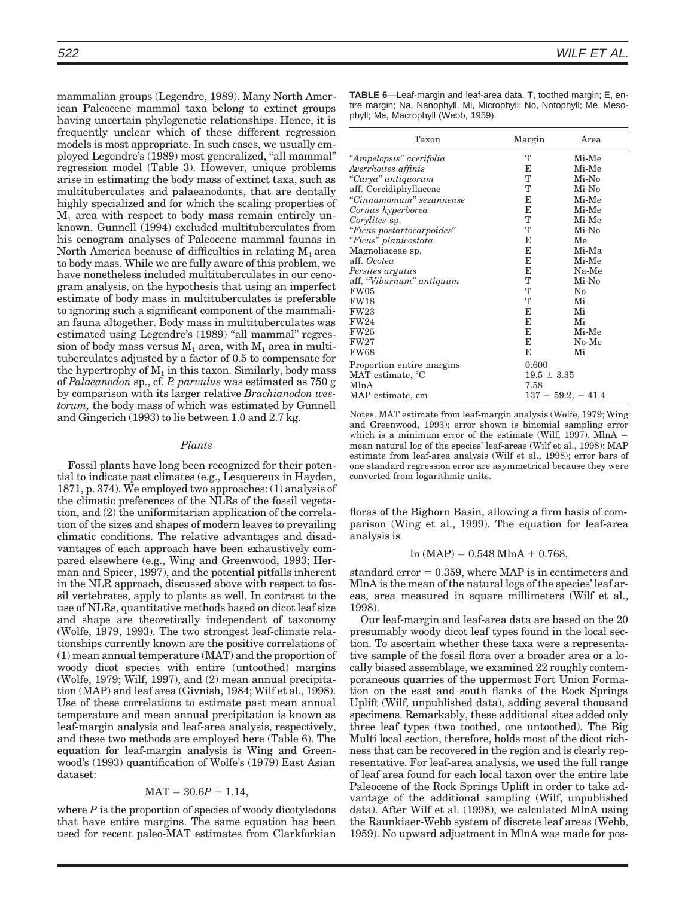mammalian groups (Legendre, 1989). Many North American Paleocene mammal taxa belong to extinct groups having uncertain phylogenetic relationships. Hence, it is frequently unclear which of these different regression models is most appropriate. In such cases, we usually employed Legendre's (1989) most generalized, "all mammal" regression model (Table 3). However, unique problems arise in estimating the body mass of extinct taxa, such as multituberculates and palaeanodonts, that are dentally highly specialized and for which the scaling properties of $M_1$ area with respect to body mass remain entirely unknown. Gunnell (1994) excluded multituberculates from his cenogram analyses of Paleocene mammal faunas in North America because of difficulties in relating $M_1$ area to body mass. While we are fully aware of this problem, we have nonetheless included multituberculates in our cenogram analysis, on the hypothesis that using an imperfect estimate of body mass in multituberculates is preferable to ignoring such a significant component of the mammalian fauna altogether. Body mass in multituberculates was estimated using Legendre's (1989) "all mammal" regression of body mass versus $M_1$ area, with $M_1$ area in multituberculates adjusted by a factor of 0.5 to compensate for the hypertrophy of $M_1$ in this taxon. Similarly, body mass of *Palaeanodon* sp., cf. *P. parvulus* was estimated as 750 g by comparison with its larger relative *Brachianodon westorum,* the body mass of which was estimated by Gunnell and Gingerich (1993) to lie between 1.0 and 2.7 kg.

### *Plants*

Fossil plants have long been recognized for their potential to indicate past climates (e.g., Lesquereux in Hayden, 1871, p. 374). We employed two approaches: (1) analysis of the climatic preferences of the NLRs of the fossil vegetation, and (2) the uniformitarian application of the correlation of the sizes and shapes of modern leaves to prevailing climatic conditions. The relative advantages and disadvantages of each approach have been exhaustively compared elsewhere (e.g., Wing and Greenwood, 1993; Herman and Spicer, 1997), and the potential pitfalls inherent in the NLR approach, discussed above with respect to fossil vertebrates, apply to plants as well. In contrast to the use of NLRs, quantitative methods based on dicot leaf size and shape are theoretically independent of taxonomy (Wolfe, 1979, 1993). The two strongest leaf-climate relationships currently known are the positive correlations of (1) mean annual temperature (MAT) and the proportion of woody dicot species with entire (untoothed) margins (Wolfe, 1979; Wilf, 1997), and (2) mean annual precipitation (MAP) and leaf area (Givnish, 1984; Wilf et al., 1998). Use of these correlations to estimate past mean annual temperature and mean annual precipitation is known as leaf-margin analysis and leaf-area analysis, respectively, and these two methods are employed here (Table 6). The equation for leaf-margin analysis is Wing and Greenwood's (1993) quantification of Wolfe's (1979) East Asian dataset:

$$\mathrm{MAT} = 30.6P + 1.14,$$

where $P$ is the proportion of species of woody dicotyledons that have entire margins. The same equation has been used for recent paleo-MAT estimates from Clarkforkian floras of the Bighorn Basin, allowing a firm basis of comparison (Wing et al., 1999). The equation for leaf-area analysis is

$$\ln(\mathrm{MAP}) = 0.548\,\mathrm{MlnA} + 0.768,$$

standard error = 0.359, where MAP is in centimeters and MlnA is the mean of the natural logs of the species' leaf areas, area measured in square millimeters (Wilf et al., 1998).

Our leaf-margin and leaf-area data are based on the 20 presumably woody dicot leaf types found in the local section. To ascertain whether these taxa were a representative sample of the fossil flora over a broader area or a locally biased assemblage, we examined 22 roughly contemporaneous quarries of the uppermost Fort Union Formation on the east and south flanks of the Rock Springs Uplift (Wilf, unpublished data), adding several thousand specimens. Remarkably, these additional sites added only three leaf types (two toothed, one untoothed). The Big Multi local section, therefore, holds most of the dicot richness that can be recovered in the region and is clearly representative. For leaf-area analysis, we used the full range of leaf area found for each local taxon over the entire late Paleocene of the Rock Springs Uplift in order to take advantage of the additional sampling (Wilf, unpublished data). After Wilf et al. (1998), we calculated MlnA using the Raunkiaer-Webb system of discrete leaf area classes (Webb, 1959). No upward adjustment in MlnA was made for pos-

**TABLE 6**—Leaf-margin and leaf-area data. T, toothed margin; E, entire margin; Na, Nanophyll, Mi, Microphyll; No, Notophyll; Me, Mesophyll; Ma, Macrophyll (Webb, 1959).

| Taxon | Margin | Area |
|---|---|---|
| "*Ampelopsis*" *acerifolia* | T | Mi-Me |
| *Averrhoites affinis* | E | Mi-Me |
| "*Carya*" *antiquorum* | T | Mi-No |
| aff. Cercidiphyllaceae | T | Mi-No |
| "*Cinnamomum*" *sezannense* | E | Mi-Me |
| *Cornus hyperborea* | E | Mi-Me |
| *Corylites* sp. | T | Mi-Me |
| "*Ficus postartocarpoides*" | T | Mi-No |
| "*Ficus*" *planicostata* | E | Me |
| Magnoliaceae sp. | E | Mi-Ma |
| aff. *Ocotea* | E | Mi-Me |
| *Persites argutus* | E | Na-Me |
| aff. "*Viburnum*" *antiquum* | T | Mi-No |
| FW05 | T | No |
| FW18 | T | Mi |
| FW23 | E | Mi |
| FW24 | E | Mi |
| FW25 | E | Mi-Me |
| FW27 | E | No-Me |
| FW68 | E | Mi |
| Proportion entire margins | 0.600 | |
| MAT estimate, °C | 19.5 ± 3.35 | |
| MlnA | 7.58 | |
| MAP estimate, cm | 137 + 59.2, − 41.4 | |

Notes. MAT estimate from leaf-margin analysis (Wolfe, 1979; Wing and Greenwood, 1993); error shown is binomial sampling error which is a minimum error of the estimate (Wilf, 1997). MlnA = mean natural log of the species' leaf-areas (Wilf et al., 1998); MAP estimate from leaf-area analysis (Wilf et al., 1998); error bars of one standard regression error are asymmetrical because they were converted from logarithmic units.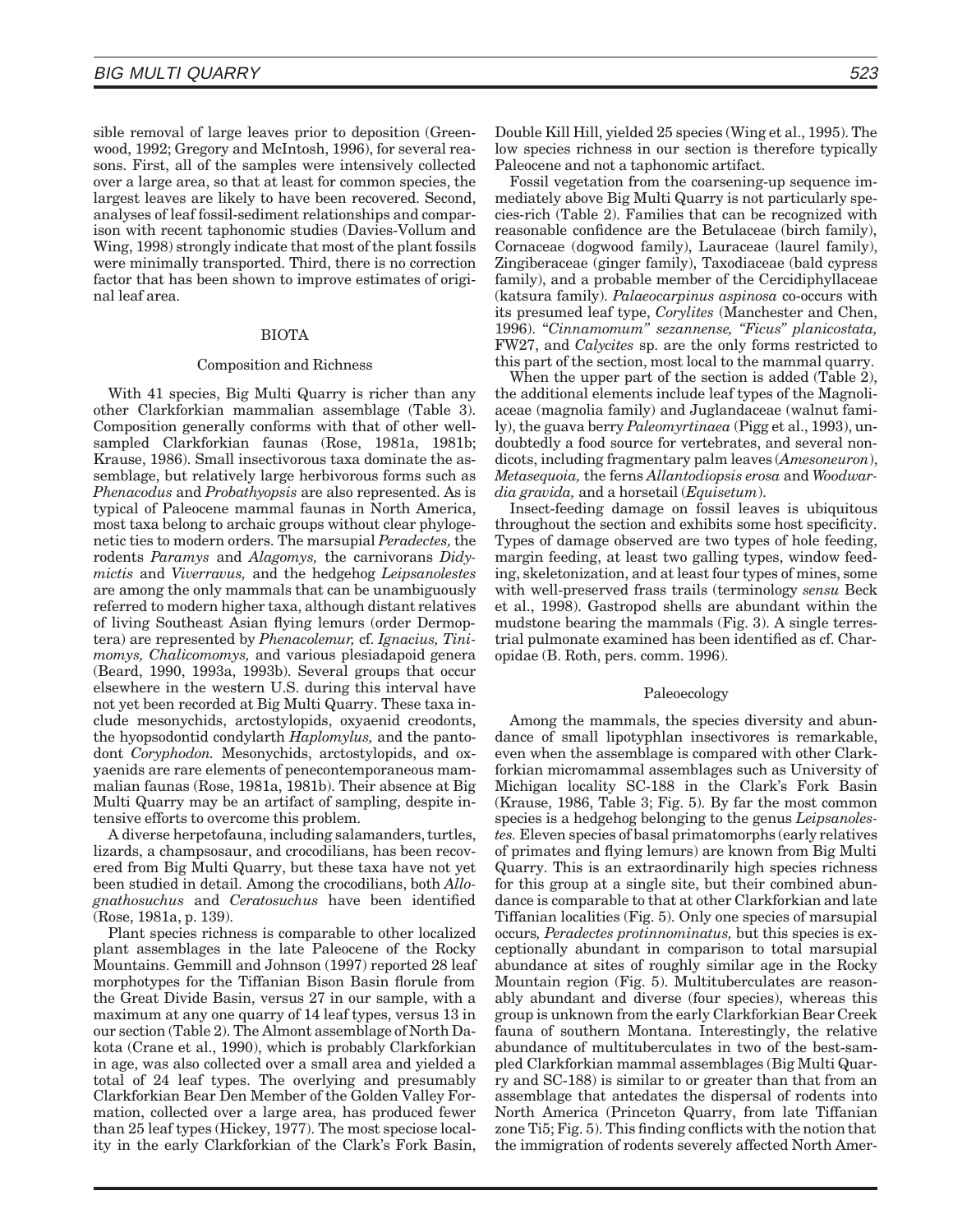sible removal of large leaves prior to deposition (Greenwood, 1992; Gregory and McIntosh, 1996), for several reasons. First, all of the samples were intensively collected over a large area, so that at least for common species, the largest leaves are likely to have been recovered. Second, analyses of leaf fossil-sediment relationships and comparison with recent taphonomic studies (Davies-Vollum and Wing, 1998) strongly indicate that most of the plant fossils were minimally transported. Third, there is no correction factor that has been shown to improve estimates of original leaf area.

## BIOTA

### Composition and Richness

With 41 species, Big Multi Quarry is richer than any other Clarkforkian mammalian assemblage (Table 3). Composition generally conforms with that of other well-sampled Clarkforkian faunas (Rose, 1981a, 1981b; Krause, 1986). Small insectivorous taxa dominate the assemblage, but relatively large herbivorous forms such as *Phenacodus* and *Probathyopsis* are also represented. As is typical of Paleocene mammal faunas in North America, most taxa belong to archaic groups without clear phylogenetic ties to modern orders. The marsupial *Peradectes,* the rodents *Paramys* and *Alagomys,* the carnivorans *Didymictis* and *Viverravus,* and the hedgehog *Leipsanolestes* are among the only mammals that can be unambiguously referred to modern higher taxa, although distant relatives of living Southeast Asian flying lemurs (order Dermoptera) are represented by *Phenacolemur,* cf. *Ignacius, Tinimomys, Chalicomomys,* and various plesiadapoid genera (Beard, 1990, 1993a, 1993b). Several groups that occur elsewhere in the western U.S. during this interval have not yet been recorded at Big Multi Quarry. These taxa include mesonychids, arctostylopids, oxyaenid creodonts, the hyopsodontid condylarth *Haplomylus,* and the pantodont *Coryphodon.* Mesonychids, arctostylopids, and oxyaenids are rare elements of penecontemporaneous mammalian faunas (Rose, 1981a, 1981b). Their absence at Big Multi Quarry may be an artifact of sampling, despite intensive efforts to overcome this problem.

A diverse herpetofauna, including salamanders, turtles, lizards, a champsosaur, and crocodilians, has been recovered from Big Multi Quarry, but these taxa have not yet been studied in detail. Among the crocodilians, both *Allognathosuchus* and *Ceratosuchus* have been identified (Rose, 1981a, p. 139).

Plant species richness is comparable to other localized plant assemblages in the late Paleocene of the Rocky Mountains. Gemmill and Johnson (1997) reported 28 leaf morphotypes for the Tiffanian Bison Basin florule from the Great Divide Basin, versus 27 in our sample, with a maximum at any one quarry of 14 leaf types, versus 13 in our section (Table 2). The Almont assemblage of North Dakota (Crane et al., 1990), which is probably Clarkforkian in age, was also collected over a small area and yielded a total of 24 leaf types. The overlying and presumably Clarkforkian Bear Den Member of the Golden Valley Formation, collected over a large area, has produced fewer than 25 leaf types (Hickey, 1977). The most speciose locality in the early Clarkforkian of the Clark's Fork Basin, Double Kill Hill, yielded 25 species (Wing et al., 1995). The low species richness in our section is therefore typically Paleocene and not a taphonomic artifact.

Fossil vegetation from the coarsening-up sequence immediately above Big Multi Quarry is not particularly species-rich (Table 2). Families that can be recognized with reasonable confidence are the Betulaceae (birch family), Cornaceae (dogwood family), Lauraceae (laurel family), Zingiberaceae (ginger family), Taxodiaceae (bald cypress family), and a probable member of the Cercidiphyllaceae (katsura family). *Palaeocarpinus aspinosa* co-occurs with its presumed leaf type, *Corylites* (Manchester and Chen, 1996). *"Cinnamomum" sezannense, "Ficus" planicostata,* FW27, and *Calycites* sp. are the only forms restricted to this part of the section, most local to the mammal quarry.

When the upper part of the section is added (Table 2), the additional elements include leaf types of the Magnoliaceae (magnolia family) and Juglandaceae (walnut family), the guava berry *Paleomyrtinaea* (Pigg et al., 1993), undoubtedly a food source for vertebrates, and several nondicots, including fragmentary palm leaves (*Amesoneuron*), *Metasequoia,* the ferns *Allantodiopsis erosa* and *Woodwardia gravida,* and a horsetail (*Equisetum*).

Insect-feeding damage on fossil leaves is ubiquitous throughout the section and exhibits some host specificity. Types of damage observed are two types of hole feeding, margin feeding, at least two galling types, window feeding, skeletonization, and at least four types of mines, some with well-preserved frass trails (terminology *sensu* Beck et al., 1998). Gastropod shells are abundant within the mudstone bearing the mammals (Fig. 3). A single terrestrial pulmonate examined has been identified as cf. Charopidae (B. Roth, pers. comm. 1996).

### Paleoecology

Among the mammals, the species diversity and abundance of small lipotyphlan insectivores is remarkable, even when the assemblage is compared with other Clarkforkian micromammal assemblages such as University of Michigan locality SC-188 in the Clark's Fork Basin (Krause, 1986, Table 3; Fig. 5). By far the most common species is a hedgehog belonging to the genus *Leipsanolestes.* Eleven species of basal primatomorphs (early relatives of primates and flying lemurs) are known from Big Multi Quarry. This is an extraordinarily high species richness for this group at a single site, but their combined abundance is comparable to that at other Clarkforkian and late Tiffanian localities (Fig. 5). Only one species of marsupial occurs, *Peradectes protinnominatus,* but this species is exceptionally abundant in comparison to total marsupial abundance at sites of roughly similar age in the Rocky Mountain region (Fig. 5). Multituberculates are reasonably abundant and diverse (four species), whereas this group is unknown from the early Clarkforkian Bear Creek fauna of southern Montana. Interestingly, the relative abundance of multituberculates in two of the best-sampled Clarkforkian mammal assemblages (Big Multi Quarry and SC-188) is similar to or greater than that from an assemblage that antedates the dispersal of rodents into North America (Princeton Quarry, from late Tiffanian zone Ti5; Fig. 5). This finding conflicts with the notion that the immigration of rodents severely affected North Amer-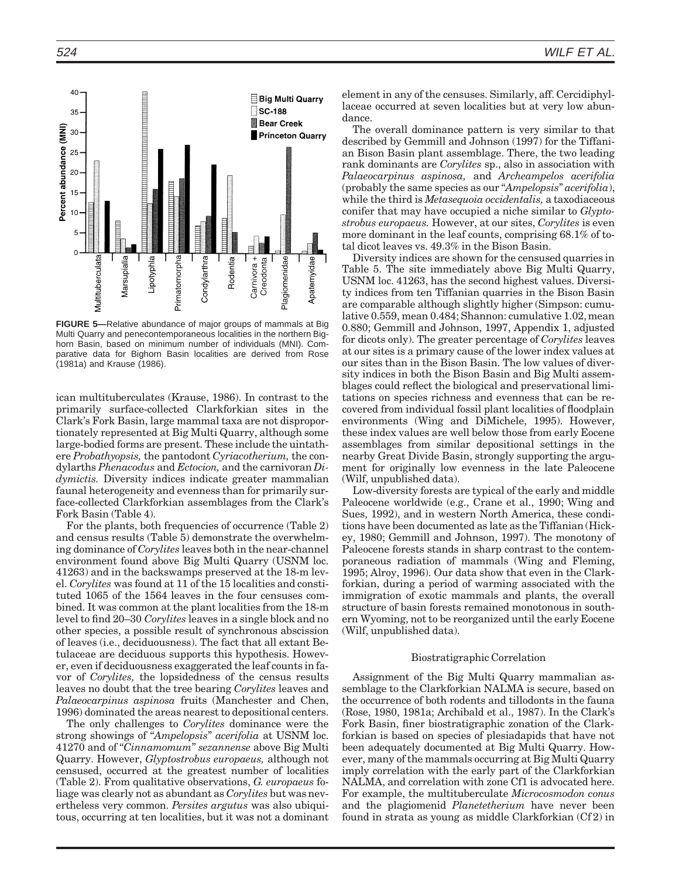**FIGURE 5**—Relative abundance of major groups of mammals at Big Multi Quarry and penecontemporaneous localities in the northern Bighorn Basin, based on minimum number of individuals (MNI). Comparative data for Bighorn Basin localities are derived from Rose (1981a) and Krause (1986).

ican multituberculates (Krause, 1986). In contrast to the primarily surface-collected Clarkforkian sites in the Clark's Fork Basin, large mammal taxa are not disproportionately represented at Big Multi Quarry, although some large-bodied forms are present. These include the uintathere *Probathyopsis,* the pantodont *Cyriacotherium,* the condylarths *Phenacodus* and *Ectocion,* and the carnivoran *Didymictis.* Diversity indices indicate greater mammalian faunal heterogeneity and evenness than for primarily surface-collected Clarkforkian assemblages from the Clark's Fork Basin (Table 4).

For the plants, both frequencies of occurrence (Table 2) and census results (Table 5) demonstrate the overwhelming dominance of *Corylites* leaves both in the near-channel environment found above Big Multi Quarry (USNM loc. 41263) and in the backswamps preserved at the 18-m level. *Corylites* was found at 11 of the 15 localities and constituted 1065 of the 1564 leaves in the four censuses combined. It was common at the plant localities from the 18-m level to find 20–30 *Corylites* leaves in a single block and no other species, a possible result of synchronous abscission of leaves (i.e., deciduousness). The fact that all extant Betulaceae are deciduous supports this hypothesis. However, even if deciduousness exaggerated the leaf counts in favor of *Corylites,* the lopsidedness of the census results leaves no doubt that the tree bearing *Corylites* leaves and *Palaeocarpinus aspinosa* fruits (Manchester and Chen, 1996) dominated the areas nearest to depositional centers.

The only challenges to *Corylites* dominance were the strong showings of "*Ampelopsis*" *acerifolia* at USNM loc. 41270 and of "*Cinnamomum*" *sezannense* above Big Multi Quarry. However, *Glyptostrobus europaeus,* although not censused, occurred at the greatest number of localities (Table 2). From qualitative observations, *G. europaeus* foliage was clearly not as abundant as *Corylites* but was nevertheless very common. *Persites argutus* was also ubiquitous, occurring at ten localities, but it was not a dominant element in any of the censuses. Similarly, aff. Cercidiphyllaceae occurred at seven localities but at very low abundance.

The overall dominance pattern is very similar to that described by Gemmill and Johnson (1997) for the Tiffanian Bison Basin plant assemblage. There, the two leading rank dominants are *Corylites* sp., also in association with *Palaeocarpinus aspinosa,* and *Archeampelos acerifolia* (probably the same species as our "*Ampelopsis*" *acerifolia*), while the third is *Metasequoia occidentalis,* a taxodiaceous conifer that may have occupied a niche similar to *Glyptostrobus europaeus.* However, at our sites, *Corylites* is even more dominant in the leaf counts, comprising 68.1% of total dicot leaves vs. 49.3% in the Bison Basin.

Diversity indices are shown for the censused quarries in Table 5. The site immediately above Big Multi Quarry, USNM loc. 41263, has the second highest values. Diversity indices from ten Tiffanian quarries in the Bison Basin are comparable although slightly higher (Simpson: cumulative 0.559, mean 0.484; Shannon: cumulative 1.02, mean 0.880; Gemmill and Johnson, 1997, Appendix 1, adjusted for dicots only). The greater percentage of *Corylites* leaves at our sites is a primary cause of the lower index values at our sites than in the Bison Basin. The low values of diversity indices in both the Bison Basin and Big Multi assemblages could reflect the biological and preservational limitations on species richness and evenness that can be recovered from individual fossil plant localities of floodplain environments (Wing and DiMichele, 1995). However, these index values are well below those from early Eocene assemblages from similar depositional settings in the nearby Great Divide Basin, strongly supporting the argument for originally low evenness in the late Paleocene (Wilf, unpublished data).

Low-diversity forests are typical of the early and middle Paleocene worldwide (e.g., Crane et al., 1990; Wing and Sues, 1992), and in western North America, these conditions have been documented as late as the Tiffanian (Hickey, 1980; Gemmill and Johnson, 1997). The monotony of Paleocene forests stands in sharp contrast to the contemporaneous radiation of mammals (Wing and Fleming, 1995; Alroy, 1996). Our data show that even in the Clarkforkian, during a period of warming associated with the immigration of exotic mammals and plants, the overall structure of basin forests remained monotonous in southern Wyoming, not to be reorganized until the early Eocene (Wilf, unpublished data).

### Biostratigraphic Correlation

Assignment of the Big Multi Quarry mammalian assemblage to the Clarkforkian NALMA is secure, based on the occurrence of both rodents and tillodonts in the fauna (Rose, 1980, 1981a; Archibald et al., 1987). In the Clark's Fork Basin, finer biostratigraphic zonation of the Clarkforkian is based on species of plesiadapids that have not been adequately documented at Big Multi Quarry. However, many of the mammals occurring at Big Multi Quarry imply correlation with the early part of the Clarkforkian NALMA, and correlation with zone Cf1 is advocated here. For example, the multituberculate *Microcosmodon conus* and the plagiomenid *Planetetherium* have never been found in strata as young as middle Clarkforkian (Cf2) in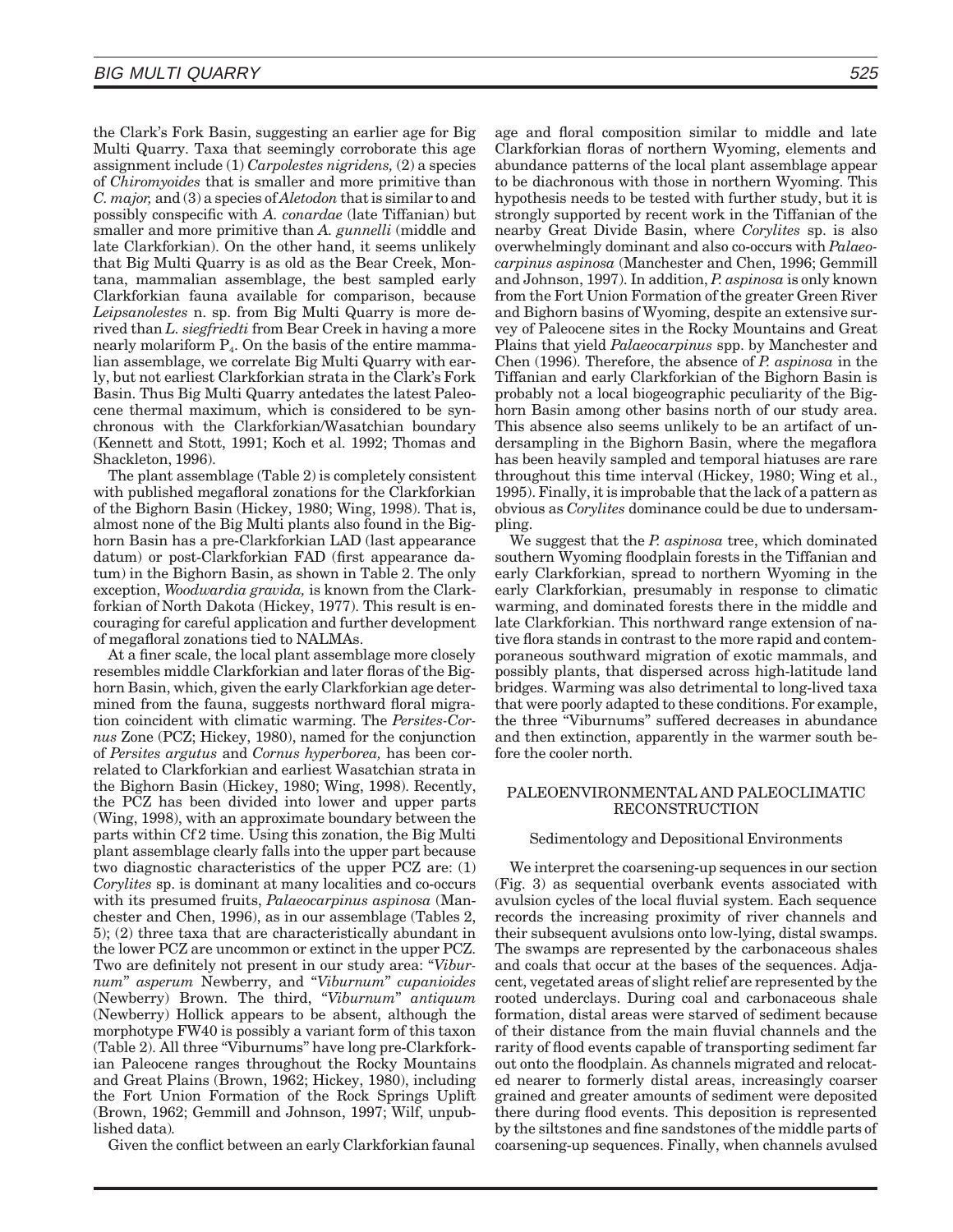the Clark's Fork Basin, suggesting an earlier age for Big Multi Quarry. Taxa that seemingly corroborate this age assignment include (1) *Carpolestes nigridens,* (2) a species of *Chiromyoides* that is smaller and more primitive than *C. major,* and (3) a species of *Aletodon* that is similar to and possibly conspecific with *A. conardae* (late Tiffanian) but smaller and more primitive than *A. gunnelli* (middle and late Clarkforkian). On the other hand, it seems unlikely that Big Multi Quarry is as old as the Bear Creek, Montana, mammalian assemblage, the best sampled early Clarkforkian fauna available for comparison, because *Leipsanolestes* n. sp. from Big Multi Quarry is more derived than *L. siegfriedti* from Bear Creek in having a more nearly molariform $P_4$. On the basis of the entire mammalian assemblage, we correlate Big Multi Quarry with early, but not earliest Clarkforkian strata in the Clark's Fork Basin. Thus Big Multi Quarry antedates the latest Paleocene thermal maximum, which is considered to be synchronous with the Clarkforkian/Wasatchian boundary (Kennett and Stott, 1991; Koch et al. 1992; Thomas and Shackleton, 1996).

The plant assemblage (Table 2) is completely consistent with published megafloral zonations for the Clarkforkian of the Bighorn Basin (Hickey, 1980; Wing, 1998). That is, almost none of the Big Multi plants also found in the Bighorn Basin has a pre-Clarkforkian LAD (last appearance datum) or post-Clarkforkian FAD (first appearance datum) in the Bighorn Basin, as shown in Table 2. The only exception, *Woodwardia gravida,* is known from the Clarkforkian of North Dakota (Hickey, 1977). This result is encouraging for careful application and further development of megafloral zonations tied to NALMAs.

At a finer scale, the local plant assemblage more closely resembles middle Clarkforkian and later floras of the Bighorn Basin, which, given the early Clarkforkian age determined from the fauna, suggests northward floral migration coincident with climatic warming. The *Persites-Cornus* Zone (PCZ; Hickey, 1980), named for the conjunction of *Persites argutus* and *Cornus hyperborea,* has been correlated to Clarkforkian and earliest Wasatchian strata in the Bighorn Basin (Hickey, 1980; Wing, 1998). Recently, the PCZ has been divided into lower and upper parts (Wing, 1998), with an approximate boundary between the parts within Cf 2 time. Using this zonation, the Big Multi plant assemblage clearly falls into the upper part because two diagnostic characteristics of the upper PCZ are: (1) *Corylites* sp. is dominant at many localities and co-occurs with its presumed fruits, *Palaeocarpinus aspinosa* (Manchester and Chen, 1996), as in our assemblage (Tables 2, 5); (2) three taxa that are characteristically abundant in the lower PCZ are uncommon or extinct in the upper PCZ. Two are definitely not present in our study area: "*Viburnum*" *asperum* Newberry, and "*Viburnum*" *cupanioides* (Newberry) Brown. The third, "*Viburnum*" *antiquum* (Newberry) Hollick appears to be absent, although the morphotype FW40 is possibly a variant form of this taxon (Table 2). All three "Viburnums" have long pre-Clarkforkian Paleocene ranges throughout the Rocky Mountains and Great Plains (Brown, 1962; Hickey, 1980), including the Fort Union Formation of the Rock Springs Uplift (Brown, 1962; Gemmill and Johnson, 1997; Wilf, unpublished data).

Given the conflict between an early Clarkforkian faunal age and floral composition similar to middle and late Clarkforkian floras of northern Wyoming, elements and abundance patterns of the local plant assemblage appear to be diachronous with those in northern Wyoming. This hypothesis needs to be tested with further study, but it is strongly supported by recent work in the Tiffanian of the nearby Great Divide Basin, where *Corylites* sp. is also overwhelmingly dominant and also co-occurs with *Palaeocarpinus aspinosa* (Manchester and Chen, 1996; Gemmill and Johnson, 1997). In addition, *P. aspinosa* is only known from the Fort Union Formation of the greater Green River and Bighorn basins of Wyoming, despite an extensive survey of Paleocene sites in the Rocky Mountains and Great Plains that yield *Palaeocarpinus* spp. by Manchester and Chen (1996). Therefore, the absence of *P. aspinosa* in the Tiffanian and early Clarkforkian of the Bighorn Basin is probably not a local biogeographic peculiarity of the Bighorn Basin among other basins north of our study area. This absence also seems unlikely to be an artifact of undersampling in the Bighorn Basin, where the megaflora has been heavily sampled and temporal hiatuses are rare throughout this time interval (Hickey, 1980; Wing et al., 1995). Finally, it is improbable that the lack of a pattern as obvious as *Corylites* dominance could be due to undersampling.

We suggest that the *P. aspinosa* tree, which dominated southern Wyoming floodplain forests in the Tiffanian and early Clarkforkian, spread to northern Wyoming in the early Clarkforkian, presumably in response to climatic warming, and dominated forests there in the middle and late Clarkforkian. This northward range extension of native flora stands in contrast to the more rapid and contemporaneous southward migration of exotic mammals, and possibly plants, that dispersed across high-latitude land bridges. Warming was also detrimental to long-lived taxa that were poorly adapted to these conditions. For example, the three "Viburnums" suffered decreases in abundance and then extinction, apparently in the warmer south before the cooler north.

## PALEOENVIRONMENTAL AND PALEOCLIMATIC RECONSTRUCTION

### Sedimentology and Depositional Environments

We interpret the coarsening-up sequences in our section (Fig. 3) as sequential overbank events associated with avulsion cycles of the local fluvial system. Each sequence records the increasing proximity of river channels and their subsequent avulsions onto low-lying, distal swamps. The swamps are represented by the carbonaceous shales and coals that occur at the bases of the sequences. Adjacent, vegetated areas of slight relief are represented by the rooted underclays. During coal and carbonaceous shale formation, distal areas were starved of sediment because of their distance from the main fluvial channels and the rarity of flood events capable of transporting sediment far out onto the floodplain. As channels migrated and relocated nearer to formerly distal areas, increasingly coarser grained and greater amounts of sediment were deposited there during flood events. This deposition is represented by the siltstones and fine sandstones of the middle parts of coarsening-up sequences. Finally, when channels avulsed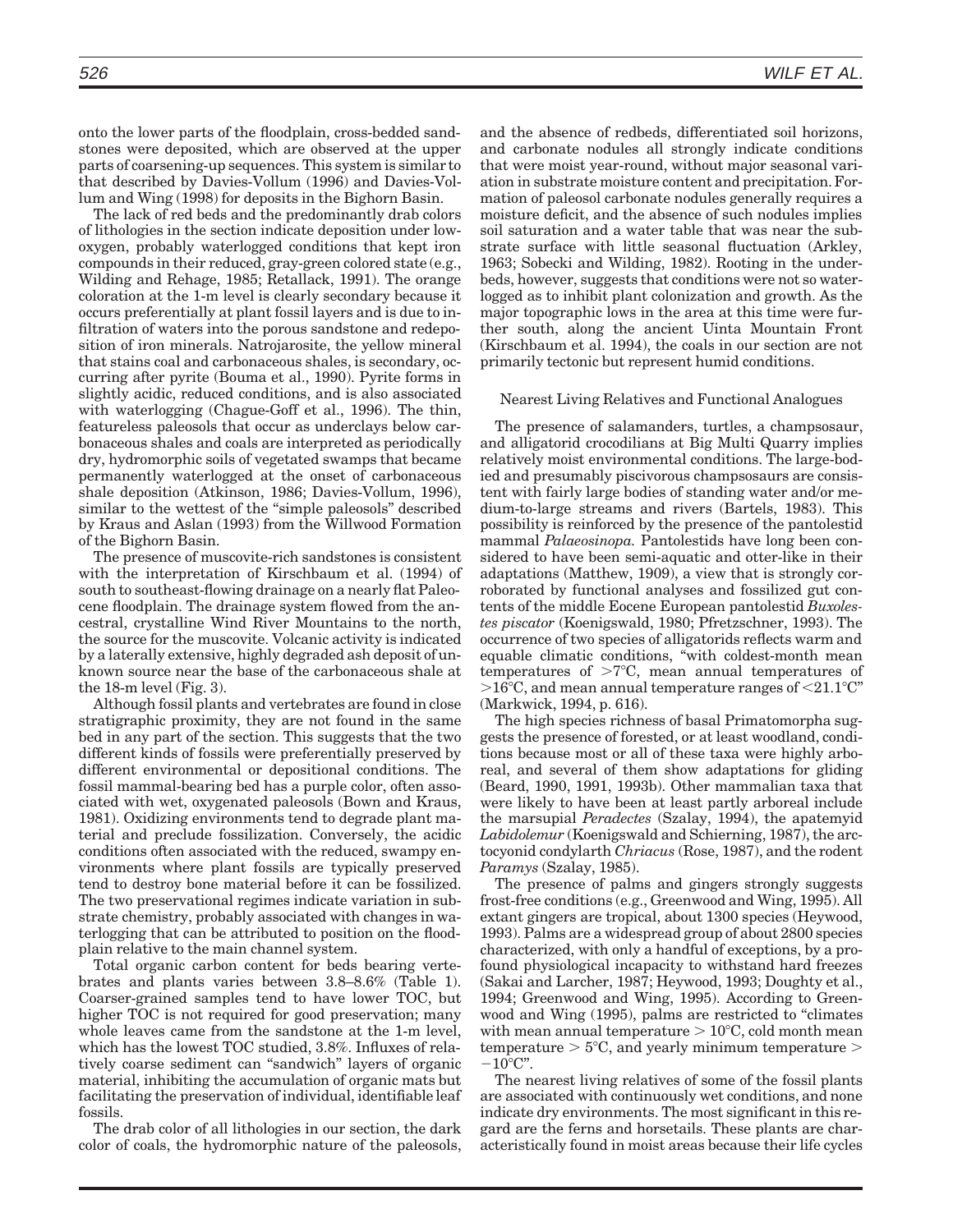onto the lower parts of the floodplain, cross-bedded sandstones were deposited, which are observed at the upper parts of coarsening-up sequences. This system is similar to that described by Davies-Vollum (1996) and Davies-Vollum and Wing (1998) for deposits in the Bighorn Basin.

The lack of red beds and the predominantly drab colors of lithologies in the section indicate deposition under low-oxygen, probably waterlogged conditions that kept iron compounds in their reduced, gray-green colored state (e.g., Wilding and Rehage, 1985; Retallack, 1991). The orange coloration at the 1-m level is clearly secondary because it occurs preferentially at plant fossil layers and is due to infiltration of waters into the porous sandstone and redeposition of iron minerals. Natrojarosite, the yellow mineral that stains coal and carbonaceous shales, is secondary, occurring after pyrite (Bouma et al., 1990). Pyrite forms in slightly acidic, reduced conditions, and is also associated with waterlogging (Chague-Goff et al., 1996). The thin, featureless paleosols that occur as underclays below carbonaceous shales and coals are interpreted as periodically dry, hydromorphic soils of vegetated swamps that became permanently waterlogged at the onset of carbonaceous shale deposition (Atkinson, 1986; Davies-Vollum, 1996), similar to the wettest of the "simple paleosols" described by Kraus and Aslan (1993) from the Willwood Formation of the Bighorn Basin.

The presence of muscovite-rich sandstones is consistent with the interpretation of Kirschbaum et al. (1994) of south to southeast-flowing drainage on a nearly flat Paleocene floodplain. The drainage system flowed from the ancestral, crystalline Wind River Mountains to the north, the source for the muscovite. Volcanic activity is indicated by a laterally extensive, highly degraded ash deposit of unknown source near the base of the carbonaceous shale at the 18-m level (Fig. 3).

Although fossil plants and vertebrates are found in close stratigraphic proximity, they are not found in the same bed in any part of the section. This suggests that the two different kinds of fossils were preferentially preserved by different environmental or depositional conditions. The fossil mammal-bearing bed has a purple color, often associated with wet, oxygenated paleosols (Bown and Kraus, 1981). Oxidizing environments tend to degrade plant material and preclude fossilization. Conversely, the acidic conditions often associated with the reduced, swampy environments where plant fossils are typically preserved tend to destroy bone material before it can be fossilized. The two preservational regimes indicate variation in substrate chemistry, probably associated with changes in waterlogging that can be attributed to position on the floodplain relative to the main channel system.

Total organic carbon content for beds bearing vertebrates and plants varies between 3.8–8.6% (Table 1). Coarser-grained samples tend to have lower TOC, but higher TOC is not required for good preservation; many whole leaves came from the sandstone at the 1-m level, which has the lowest TOC studied, 3.8%. Influxes of relatively coarse sediment can "sandwich" layers of organic material, inhibiting the accumulation of organic mats but facilitating the preservation of individual, identifiable leaf fossils.

The drab color of all lithologies in our section, the dark color of coals, the hydromorphic nature of the paleosols, and the absence of redbeds, differentiated soil horizons, and carbonate nodules all strongly indicate conditions that were moist year-round, without major seasonal variation in substrate moisture content and precipitation. Formation of paleosol carbonate nodules generally requires a moisture deficit, and the absence of such nodules implies soil saturation and a water table that was near the substrate surface with little seasonal fluctuation (Arkley, 1963; Sobecki and Wilding, 1982). Rooting in the underbeds, however, suggests that conditions were not so waterlogged as to inhibit plant colonization and growth. As the major topographic lows in the area at this time were further south, along the ancient Uinta Mountain Front (Kirschbaum et al. 1994), the coals in our section are not primarily tectonic but represent humid conditions.

### Nearest Living Relatives and Functional Analogues

The presence of salamanders, turtles, a champsosaur, and alligatorid crocodilians at Big Multi Quarry implies relatively moist environmental conditions. The large-bodied and presumably piscivorous champsosaurs are consistent with fairly large bodies of standing water and/or medium-to-large streams and rivers (Bartels, 1983). This possibility is reinforced by the presence of the pantolestid mammal *Palaeosinopa*. Pantolestids have long been considered to have been semi-aquatic and otter-like in their adaptations (Matthew, 1909), a view that is strongly corroborated by functional analyses and fossilized gut contents of the middle Eocene European pantolestid *Buxolestes piscator* (Koenigswald, 1980; Pfretzschner, 1993). The occurrence of two species of alligatorids reflects warm and equable climatic conditions, "with coldest-month mean temperatures of >7°C, mean annual temperatures of >16°C, and mean annual temperature ranges of <21.1°C" (Markwick, 1994, p. 616).

The high species richness of basal Primatomorpha suggests the presence of forested, or at least woodland, conditions because most or all of these taxa were highly arboreal, and several of them show adaptations for gliding (Beard, 1990, 1991, 1993b). Other mammalian taxa that were likely to have been at least partly arboreal include the marsupial *Peradectes* (Szalay, 1994), the apatemyid *Labidolemur* (Koenigswald and Schierning, 1987), the arctocyonid condylarth *Chriacus* (Rose, 1987), and the rodent *Paramys* (Szalay, 1985).

The presence of palms and gingers strongly suggests frost-free conditions (e.g., Greenwood and Wing, 1995). All extant gingers are tropical, about 1300 species (Heywood, 1993). Palms are a widespread group of about 2800 species characterized, with only a handful of exceptions, by a profound physiological incapacity to withstand hard freezes (Sakai and Larcher, 1987; Heywood, 1993; Doughty et al., 1994; Greenwood and Wing, 1995). According to Greenwood and Wing (1995), palms are restricted to "climates with mean annual temperature > 10°C, cold month mean temperature > 5°C, and yearly minimum temperature > −10°C".

The nearest living relatives of some of the fossil plants are associated with continuously wet conditions, and none indicate dry environments. The most significant in this regard are the ferns and horsetails. These plants are characteristically found in moist areas because their life cycles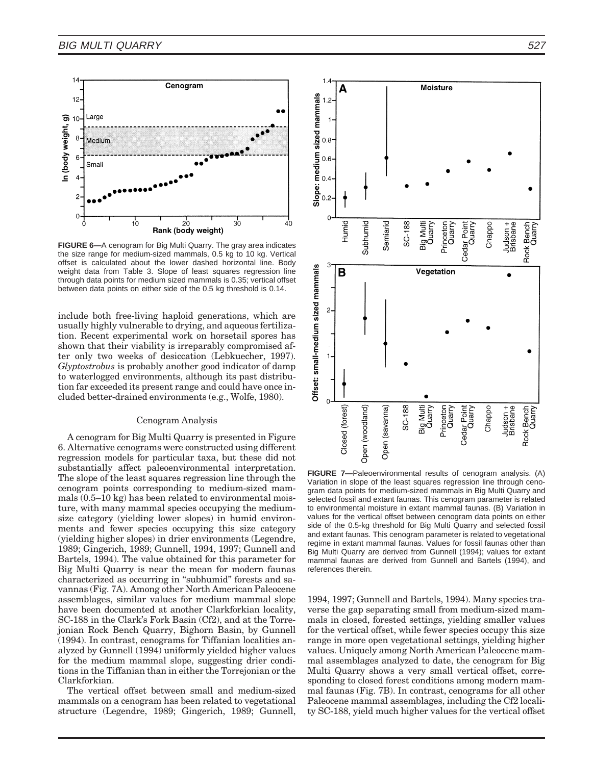**FIGURE 6—**A cenogram for Big Multi Quarry. The gray area indicates the size range for medium-sized mammals, 0.5 kg to 10 kg. Vertical offset is calculated about the lower dashed horizontal line. Body weight data from Table 3. Slope of least squares regression line through data points for medium sized mammals is 0.35; vertical offset between data points on either side of the 0.5 kg threshold is 0.14.

include both free-living haploid generations, which are usually highly vulnerable to drying, and aqueous fertilization. Recent experimental work on horsetail spores has shown that their viability is irreparably compromised after only two weeks of desiccation (Lebkuecher, 1997). *Glyptostrobus* is probably another good indicator of damp to waterlogged environments, although its past distribution far exceeded its present range and could have once included better-drained environments (e.g., Wolfe, 1980).

## Cenogram Analysis

A cenogram for Big Multi Quarry is presented in Figure 6. Alternative cenograms were constructed using different regression models for particular taxa, but these did not substantially affect paleoenvironmental interpretation. The slope of the least squares regression line through the cenogram points corresponding to medium-sized mammals (0.5–10 kg) has been related to environmental moisture, with many mammal species occupying the medium-size category (yielding lower slopes) in humid environments and fewer species occupying this size category (yielding higher slopes) in drier environments (Legendre, 1989; Gingerich, 1989; Gunnell, 1994, 1997; Gunnell and Bartels, 1994). The value obtained for this parameter for Big Multi Quarry is near the mean for modern faunas characterized as occurring in "subhumid" forests and savannas (Fig. 7A). Among other North American Paleocene assemblages, similar values for medium mammal slope have been documented at another Clarkforkian locality, SC-188 in the Clark's Fork Basin (Cf2), and at the Torrejonian Rock Bench Quarry, Bighorn Basin, by Gunnell (1994). In contrast, cenograms for Tiffanian localities analyzed by Gunnell (1994) uniformly yielded higher values for the medium mammal slope, suggesting drier conditions in the Tiffanian than in either the Torrejonian or the Clarkforkian.

The vertical offset between small and medium-sized mammals on a cenogram has been related to vegetational structure (Legendre, 1989; Gingerich, 1989; Gunnell, 1994, 1997; Gunnell and Bartels, 1994). Many species traverse the gap separating small from medium-sized mammals in closed, forested settings, yielding smaller values for the vertical offset, while fewer species occupy this size range in more open vegetational settings, yielding higher values. Uniquely among North American Paleocene mammal assemblages analyzed to date, the cenogram for Big Multi Quarry shows a very small vertical offset, corresponding to closed forest conditions among modern mammal faunas (Fig. 7B). In contrast, cenograms for all other Paleocene mammal assemblages, including the Cf2 locality SC-188, yield much higher values for the vertical offset

**FIGURE 7—**Paleoenvironmental results of cenogram analysis. (A) Variation in slope of the least squares regression line through cenogram data points for medium-sized mammals in Big Multi Quarry and selected fossil and extant faunas. This cenogram parameter is related to environmental moisture in extant mammal faunas. (B) Variation in values for the vertical offset between cenogram data points on either side of the 0.5-kg threshold for Big Multi Quarry and selected fossil and extant faunas. This cenogram parameter is related to vegetational regime in extant mammal faunas. Values for fossil faunas other than Big Multi Quarry are derived from Gunnell (1994); values for extant mammal faunas are derived from Gunnell and Bartels (1994), and references therein.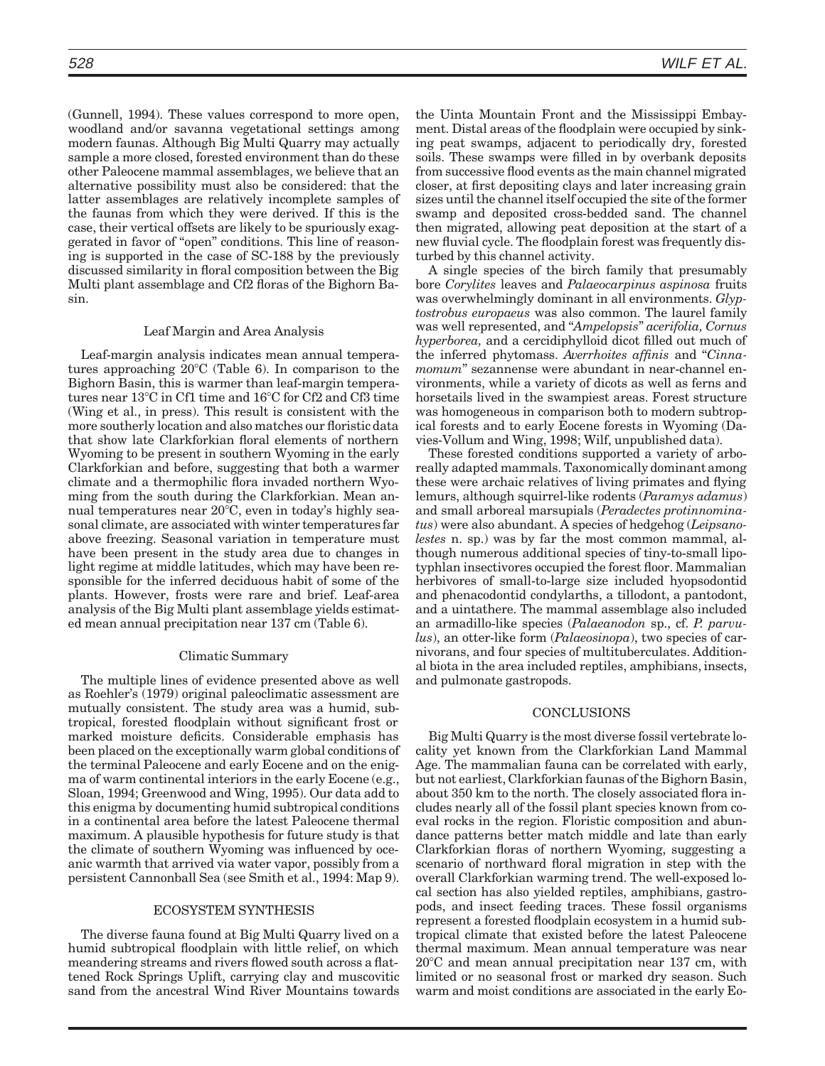(Gunnell, 1994). These values correspond to more open, woodland and/or savanna vegetational settings among modern faunas. Although Big Multi Quarry may actually sample a more closed, forested environment than do these other Paleocene mammal assemblages, we believe that an alternative possibility must also be considered: that the latter assemblages are relatively incomplete samples of the faunas from which they were derived. If this is the case, their vertical offsets are likely to be spuriously exaggerated in favor of "open" conditions. This line of reasoning is supported in the case of SC-188 by the previously discussed similarity in floral composition between the Big Multi plant assemblage and Cf2 floras of the Bighorn Basin.

### Leaf Margin and Area Analysis

Leaf-margin analysis indicates mean annual temperatures approaching 20°C (Table 6). In comparison to the Bighorn Basin, this is warmer than leaf-margin temperatures near 13°C in Cf1 time and 16°C for Cf2 and Cf3 time (Wing et al., in press). This result is consistent with the more southerly location and also matches our floristic data that show late Clarkforkian floral elements of northern Wyoming to be present in southern Wyoming in the early Clarkforkian and before, suggesting that both a warmer climate and a thermophilic flora invaded northern Wyoming from the south during the Clarkforkian. Mean annual temperatures near 20°C, even in today's highly seasonal climate, are associated with winter temperatures far above freezing. Seasonal variation in temperature must have been present in the study area due to changes in light regime at middle latitudes, which may have been responsible for the inferred deciduous habit of some of the plants. However, frosts were rare and brief. Leaf-area analysis of the Big Multi plant assemblage yields estimated mean annual precipitation near 137 cm (Table 6).

### Climatic Summary

The multiple lines of evidence presented above as well as Roehler's (1979) original paleoclimatic assessment are mutually consistent. The study area was a humid, subtropical, forested floodplain without significant frost or marked moisture deficits. Considerable emphasis has been placed on the exceptionally warm global conditions of the terminal Paleocene and early Eocene and on the enigma of warm continental interiors in the early Eocene (e.g., Sloan, 1994; Greenwood and Wing, 1995). Our data add to this enigma by documenting humid subtropical conditions in a continental area before the latest Paleocene thermal maximum. A plausible hypothesis for future study is that the climate of southern Wyoming was influenced by oceanic warmth that arrived via water vapor, possibly from a persistent Cannonball Sea (see Smith et al., 1994: Map 9).

## ECOSYSTEM SYNTHESIS

The diverse fauna found at Big Multi Quarry lived on a humid subtropical floodplain with little relief, on which meandering streams and rivers flowed south across a flattened Rock Springs Uplift, carrying clay and muscovitic sand from the ancestral Wind River Mountains towards the Uinta Mountain Front and the Mississippi Embayment. Distal areas of the floodplain were occupied by sinking peat swamps, adjacent to periodically dry, forested soils. These swamps were filled in by overbank deposits from successive flood events as the main channel migrated closer, at first depositing clays and later increasing grain sizes until the channel itself occupied the site of the former swamp and deposited cross-bedded sand. The channel then migrated, allowing peat deposition at the start of a new fluvial cycle. The floodplain forest was frequently disturbed by this channel activity.

A single species of the birch family that presumably bore *Corylites* leaves and *Palaeocarpinus aspinosa* fruits was overwhelmingly dominant in all environments. *Glyptostrobus europaeus* was also common. The laurel family was well represented, and "*Ampelopsis*" *acerifolia, Cornus hyperborea,* and a cercidiphylloid dicot filled out much of the inferred phytomass. *Averrhoites affinis* and "*Cinnamomum*" sezannense were abundant in near-channel environments, while a variety of dicots as well as ferns and horsetails lived in the swampiest areas. Forest structure was homogeneous in comparison both to modern subtropical forests and to early Eocene forests in Wyoming (Davies-Vollum and Wing, 1998; Wilf, unpublished data).

These forested conditions supported a variety of arboreally adapted mammals. Taxonomically dominant among these were archaic relatives of living primates and flying lemurs, although squirrel-like rodents (*Paramys adamus*) and small arboreal marsupials (*Peradectes protinnominatus*) were also abundant. A species of hedgehog (*Leipsanolestes* n. sp.) was by far the most common mammal, although numerous additional species of tiny-to-small lipotyphlan insectivores occupied the forest floor. Mammalian herbivores of small-to-large size included hyopsodontid and phenacodontid condylarths, a tillodont, a pantodont, and a uintathere. The mammal assemblage also included an armadillo-like species (*Palaeanodon* sp., cf. *P. parvulus*), an otter-like form (*Palaeosinopa*), two species of carnivorans, and four species of multituberculates. Additional biota in the area included reptiles, amphibians, insects, and pulmonate gastropods.

## CONCLUSIONS

Big Multi Quarry is the most diverse fossil vertebrate locality yet known from the Clarkforkian Land Mammal Age. The mammalian fauna can be correlated with early, but not earliest, Clarkforkian faunas of the Bighorn Basin, about 350 km to the north. The closely associated flora includes nearly all of the fossil plant species known from coeval rocks in the region. Floristic composition and abundance patterns better match middle and late than early Clarkforkian floras of northern Wyoming, suggesting a scenario of northward floral migration in step with the overall Clarkforkian warming trend. The well-exposed local section has also yielded reptiles, amphibians, gastropods, and insect feeding traces. These fossil organisms represent a forested floodplain ecosystem in a humid subtropical climate that existed before the latest Paleocene thermal maximum. Mean annual temperature was near 20°C and mean annual precipitation near 137 cm, with limited or no seasonal frost or marked dry season. Such warm and moist conditions are associated in the early Eo-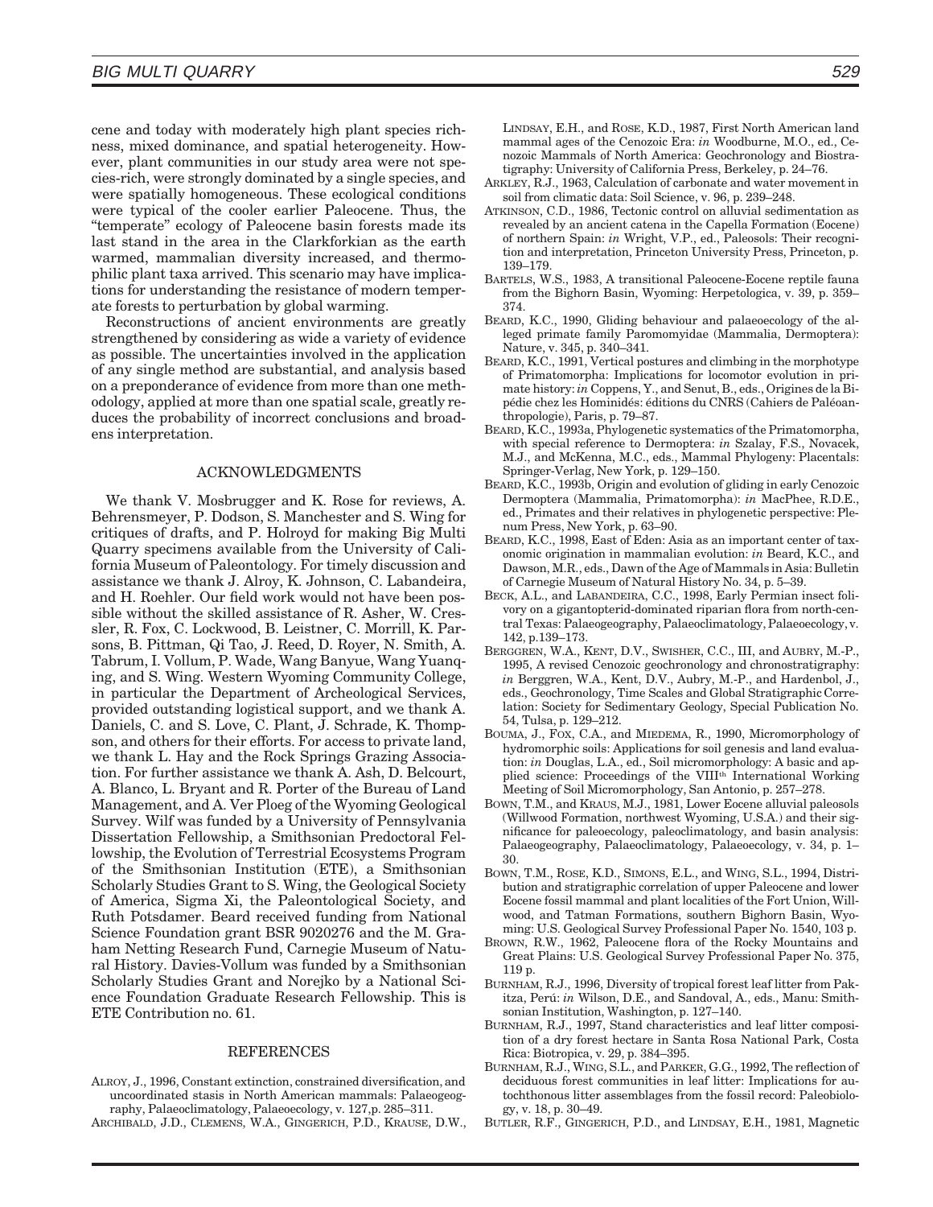cene and today with moderately high plant species richness, mixed dominance, and spatial heterogeneity. However, plant communities in our study area were not species-rich, were strongly dominated by a single species, and were spatially homogeneous. These ecological conditions were typical of the cooler earlier Paleocene. Thus, the "temperate" ecology of Paleocene basin forests made its last stand in the area in the Clarkforkian as the earth warmed, mammalian diversity increased, and thermophilic plant taxa arrived. This scenario may have implications for understanding the resistance of modern temperate forests to perturbation by global warming.

Reconstructions of ancient environments are greatly strengthened by considering as wide a variety of evidence as possible. The uncertainties involved in the application of any single method are substantial, and analysis based on a preponderance of evidence from more than one methodology, applied at more than one spatial scale, greatly reduces the probability of incorrect conclusions and broadens interpretation.

## ACKNOWLEDGMENTS

We thank V. Mosbrugger and K. Rose for reviews, A. Behrensmeyer, P. Dodson, S. Manchester and S. Wing for critiques of drafts, and P. Holroyd for making Big Multi Quarry specimens available from the University of California Museum of Paleontology. For timely discussion and assistance we thank J. Alroy, K. Johnson, C. Labandeira, and H. Roehler. Our field work would not have been possible without the skilled assistance of R. Asher, W. Cressler, R. Fox, C. Lockwood, B. Leistner, C. Morrill, K. Parsons, B. Pittman, Qi Tao, J. Reed, D. Royer, N. Smith, A. Tabrum, I. Vollum, P. Wade, Wang Banyue, Wang Yuanqing, and S. Wing. Western Wyoming Community College, in particular the Department of Archeological Services, provided outstanding logistical support, and we thank A. Daniels, C. and S. Love, C. Plant, J. Schrade, K. Thompson, and others for their efforts. For access to private land, we thank L. Hay and the Rock Springs Grazing Association. For further assistance we thank A. Ash, D. Belcourt, A. Blanco, L. Bryant and R. Porter of the Bureau of Land Management, and A. Ver Ploeg of the Wyoming Geological Survey. Wilf was funded by a University of Pennsylvania Dissertation Fellowship, a Smithsonian Predoctoral Fellowship, the Evolution of Terrestrial Ecosystems Program of the Smithsonian Institution (ETE), a Smithsonian Scholarly Studies Grant to S. Wing, the Geological Society of America, Sigma Xi, the Paleontological Society, and Ruth Potsdamer. Beard received funding from National Science Foundation grant BSR 9020276 and the M. Graham Netting Research Fund, Carnegie Museum of Natural History. Davies-Vollum was funded by a Smithsonian Scholarly Studies Grant and Norejko by a National Science Foundation Graduate Research Fellowship. This is ETE Contribution no. 61.

## REFERENCES

ALROY, J., 1996, Constant extinction, constrained diversification, and uncoordinated stasis in North American mammals: Palaeogeography, Palaeoclimatology, Palaeoecology, v. 127,p. 285–311.

ARCHIBALD, J.D., CLEMENS, W.A., GINGERICH, P.D., KRAUSE, D.W., LINDSAY, E.H., and ROSE, K.D., 1987, First North American land mammal ages of the Cenozoic Era: *in* Woodburne, M.O., ed., Cenozoic Mammals of North America: Geochronology and Biostratigraphy: University of California Press, Berkeley, p. 24–76.

ARKLEY, R.J., 1963, Calculation of carbonate and water movement in soil from climatic data: Soil Science, v. 96, p. 239–248.

ATKINSON, C.D., 1986, Tectonic control on alluvial sedimentation as revealed by an ancient catena in the Capella Formation (Eocene) of northern Spain: *in* Wright, V.P., ed., Paleosols: Their recognition and interpretation, Princeton University Press, Princeton, p. 139–179.

BARTELS, W.S., 1983, A transitional Paleocene-Eocene reptile fauna from the Bighorn Basin, Wyoming: Herpetologica, v. 39, p. 359–374.

BEARD, K.C., 1990, Gliding behaviour and palaeoecology of the alleged primate family Paromomyidae (Mammalia, Dermoptera): Nature, v. 345, p. 340–341.

BEARD, K.C., 1991, Vertical postures and climbing in the morphotype of Primatomorpha: Implications for locomotor evolution in primate history: *in* Coppens, Y., and Senut, B., eds., Origines de la Bipédie chez les Hominidés: éditions du CNRS (Cahiers de Paléoanthropologie), Paris, p. 79–87.

BEARD, K.C., 1993a, Phylogenetic systematics of the Primatomorpha, with special reference to Dermoptera: *in* Szalay, F.S., Novacek, M.J., and McKenna, M.C., eds., Mammal Phylogeny: Placentals: Springer-Verlag, New York, p. 129–150.

BEARD, K.C., 1993b, Origin and evolution of gliding in early Cenozoic Dermoptera (Mammalia, Primatomorpha): *in* MacPhee, R.D.E., ed., Primates and their relatives in phylogenetic perspective: Plenum Press, New York, p. 63–90.

BEARD, K.C., 1998, East of Eden: Asia as an important center of taxonomic origination in mammalian evolution: *in* Beard, K.C., and Dawson, M.R., eds., Dawn of the Age of Mammals in Asia: Bulletin of Carnegie Museum of Natural History No. 34, p. 5–39.

BECK, A.L., and LABANDEIRA, C.C., 1998, Early Permian insect folivory on a gigantopterid-dominated riparian flora from north-central Texas: Palaeogeography, Palaeoclimatology, Palaeoecology, v. 142, p.139–173.

BERGGREN, W.A., KENT, D.V., SWISHER, C.C., III, and AUBRY, M.-P., 1995, A revised Cenozoic geochronology and chronostratigraphy: *in* Berggren, W.A., Kent, D.V., Aubry, M.-P., and Hardenbol, J., eds., Geochronology, Time Scales and Global Stratigraphic Correlation: Society for Sedimentary Geology, Special Publication No. 54, Tulsa, p. 129–212.

BOUMA, J., FOX, C.A., and MIEDEMA, R., 1990, Micromorphology of hydromorphic soils: Applications for soil genesis and land evaluation: *in* Douglas, L.A., ed., Soil micromorphology: A basic and applied science: Proceedings of the VIII[th] International Working Meeting of Soil Micromorphology, San Antonio, p. 257–278.

BOWN, T.M., and KRAUS, M.J., 1981, Lower Eocene alluvial paleosols (Willwood Formation, northwest Wyoming, U.S.A.) and their significance for paleoecology, paleoclimatology, and basin analysis: Palaeogeography, Palaeoclimatology, Palaeoecology, v. 34, p. 1–30.

BOWN, T.M., ROSE, K.D., SIMONS, E.L., and WING, S.L., 1994, Distribution and stratigraphic correlation of upper Paleocene and lower Eocene fossil mammal and plant localities of the Fort Union, Willwood, and Tatman Formations, southern Bighorn Basin, Wyoming: U.S. Geological Survey Professional Paper No. 1540, 103 p.

BROWN, R.W., 1962, Paleocene flora of the Rocky Mountains and Great Plains: U.S. Geological Survey Professional Paper No. 375, 119 p.

BURNHAM, R.J., 1996, Diversity of tropical forest leaf litter from Pakitza, Perú: *in* Wilson, D.E., and Sandoval, A., eds., Manu: Smithsonian Institution, Washington, p. 127–140.

BURNHAM, R.J., 1997, Stand characteristics and leaf litter composition of a dry forest hectare in Santa Rosa National Park, Costa Rica: Biotropica, v. 29, p. 384–395.

BURNHAM, R.J., WING, S.L., and PARKER, G.G., 1992, The reflection of deciduous forest communities in leaf litter: Implications for autochthonous litter assemblages from the fossil record: Paleobiology, v. 18, p. 30–49.

BUTLER, R.F., GINGERICH, P.D., and LINDSAY, E.H., 1981, Magnetic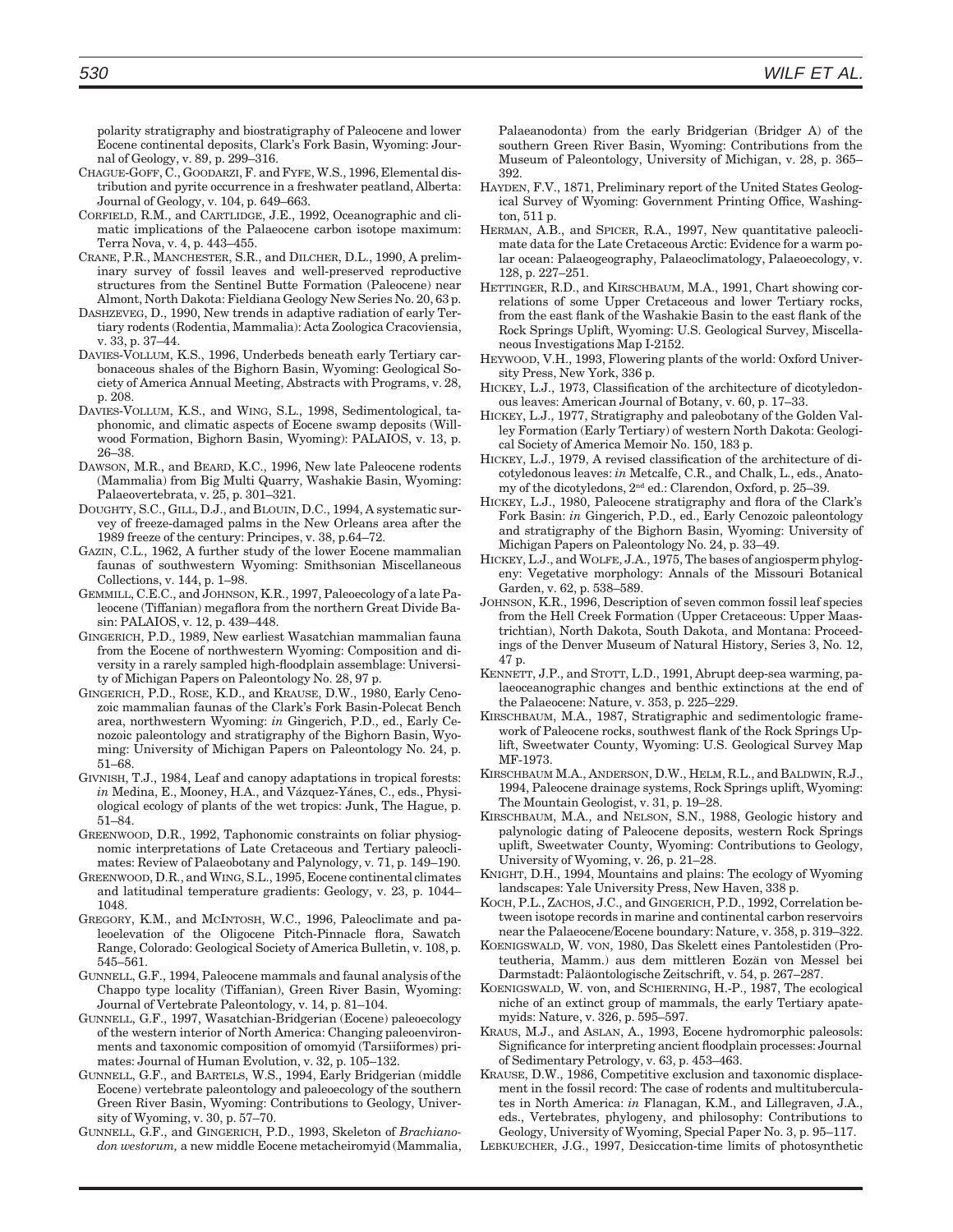polarity stratigraphy and biostratigraphy of Paleocene and lower Eocene continental deposits, Clark's Fork Basin, Wyoming: Journal of Geology, v. 89, p. 299–316.

CHAGUE-GOFF, C., GOODARZI, F. and FYFE, W.S., 1996, Elemental distribution and pyrite occurrence in a freshwater peatland, Alberta: Journal of Geology, v. 104, p. 649–663.

CORFIELD, R.M., and CARTLIDGE, J.E., 1992, Oceanographic and climatic implications of the Palaeocene carbon isotope maximum: Terra Nova, v. 4, p. 443–455.

CRANE, P.R., MANCHESTER, S.R., and DILCHER, D.L., 1990, A preliminary survey of fossil leaves and well-preserved reproductive structures from the Sentinel Butte Formation (Paleocene) near Almont, North Dakota: Fieldiana Geology New Series No. 20, 63 p.

DASHZEVEG, D., 1990, New trends in adaptive radiation of early Tertiary rodents (Rodentia, Mammalia): Acta Zoologica Cracoviensia, v. 33, p. 37–44.

DAVIES-VOLLUM, K.S., 1996, Underbeds beneath early Tertiary carbonaceous shales of the Bighorn Basin, Wyoming: Geological Society of America Annual Meeting, Abstracts with Programs, v. 28, p. 208.

DAVIES-VOLLUM, K.S., and WING, S.L., 1998, Sedimentological, taphonomic, and climatic aspects of Eocene swamp deposits (Willwood Formation, Bighorn Basin, Wyoming): PALAIOS, v. 13, p. 26–38.

DAWSON, M.R., and BEARD, K.C., 1996, New late Paleocene rodents (Mammalia) from Big Multi Quarry, Washakie Basin, Wyoming: Palaeovertebrata, v. 25, p. 301–321.

DOUGHTY, S.C., GILL, D.J., and BLOUIN, D.C., 1994, A systematic survey of freeze-damaged palms in the New Orleans area after the 1989 freeze of the century: Principes, v. 38, p.64–72.

GAZIN, C.L., 1962, A further study of the lower Eocene mammalian faunas of southwestern Wyoming: Smithsonian Miscellaneous Collections, v. 144, p. 1–98.

GEMMILL, C.E.C., and JOHNSON, K.R., 1997, Paleoecology of a late Paleocene (Tiffanian) megaflora from the northern Great Divide Basin: PALAIOS, v. 12, p. 439–448.

GINGERICH, P.D., 1989, New earliest Wasatchian mammalian fauna from the Eocene of northwestern Wyoming: Composition and diversity in a rarely sampled high-floodplain assemblage: University of Michigan Papers on Paleontology No. 28, 97 p.

GINGERICH, P.D., ROSE, K.D., and KRAUSE, D.W., 1980, Early Cenozoic mammalian faunas of the Clark's Fork Basin-Polecat Bench area, northwestern Wyoming: *in* Gingerich, P.D., ed., Early Cenozoic paleontology and stratigraphy of the Bighorn Basin, Wyoming: University of Michigan Papers on Paleontology No. 24, p. 51–68.

GIVNISH, T.J., 1984, Leaf and canopy adaptations in tropical forests: *in* Medina, E., Mooney, H.A., and Vázquez-Yánes, C., eds., Physiological ecology of plants of the wet tropics: Junk, The Hague, p. 51–84.

GREENWOOD, D.R., 1992, Taphonomic constraints on foliar physiognomic interpretations of Late Cretaceous and Tertiary paleoclimates: Review of Palaeobotany and Palynology, v. 71, p. 149–190.

GREENWOOD, D.R., and WING, S.L., 1995, Eocene continental climates and latitudinal temperature gradients: Geology, v. 23, p. 1044–1048.

GREGORY, K.M., and MCINTOSH, W.C., 1996, Paleoclimate and paleoelevation of the Oligocene Pitch-Pinnacle flora, Sawatch Range, Colorado: Geological Society of America Bulletin, v. 108, p. 545–561.

GUNNELL, G.F., 1994, Paleocene mammals and faunal analysis of the Chappo type locality (Tiffanian), Green River Basin, Wyoming: Journal of Vertebrate Paleontology, v. 14, p. 81–104.

GUNNELL, G.F., 1997, Wasatchian-Bridgerian (Eocene) paleoecology of the western interior of North America: Changing paleoenvironments and taxonomic composition of omomyid (Tarsiiformes) primates: Journal of Human Evolution, v. 32, p. 105–132.

GUNNELL, G.F., and BARTELS, W.S., 1994, Early Bridgerian (middle Eocene) vertebrate paleontology and paleoecology of the southern Green River Basin, Wyoming: Contributions to Geology, University of Wyoming, v. 30, p. 57–70.

GUNNELL, G.F., and GINGERICH, P.D., 1993, Skeleton of *Brachianodon westorum,* a new middle Eocene metacheiromyid (Mammalia, Palaeanodonta) from the early Bridgerian (Bridger A) of the southern Green River Basin, Wyoming: Contributions from the Museum of Paleontology, University of Michigan, v. 28, p. 365–392.

HAYDEN, F.V., 1871, Preliminary report of the United States Geological Survey of Wyoming: Government Printing Office, Washington, 511 p.

HERMAN, A.B., and SPICER, R.A., 1997, New quantitative paleoclimate data for the Late Cretaceous Arctic: Evidence for a warm polar ocean: Palaeogeography, Palaeoclimatology, Palaeoecology, v. 128, p. 227–251.

HETTINGER, R.D., and KIRSCHBAUM, M.A., 1991, Chart showing correlations of some Upper Cretaceous and lower Tertiary rocks, from the east flank of the Washakie Basin to the east flank of the Rock Springs Uplift, Wyoming: U.S. Geological Survey, Miscellaneous Investigations Map I-2152.

HEYWOOD, V.H., 1993, Flowering plants of the world: Oxford University Press, New York, 336 p.

HICKEY, L.J., 1973, Classification of the architecture of dicotyledonous leaves: American Journal of Botany, v. 60, p. 17–33.

HICKEY, L.J., 1977, Stratigraphy and paleobotany of the Golden Valley Formation (Early Tertiary) of western North Dakota: Geological Society of America Memoir No. 150, 183 p.

HICKEY, L.J., 1979, A revised classification of the architecture of dicotyledonous leaves: *in* Metcalfe, C.R., and Chalk, L., eds., Anatomy of the dicotyledons, 2nd ed.: Clarendon, Oxford, p. 25–39.

HICKEY, L.J., 1980, Paleocene stratigraphy and flora of the Clark's Fork Basin: *in* Gingerich, P.D., ed., Early Cenozoic paleontology and stratigraphy of the Bighorn Basin, Wyoming: University of Michigan Papers on Paleontology No. 24, p. 33–49.

HICKEY, L.J., and WOLFE, J.A., 1975, The bases of angiosperm phylogeny: Vegetative morphology: Annals of the Missouri Botanical Garden, v. 62, p. 538–589.

JOHNSON, K.R., 1996, Description of seven common fossil leaf species from the Hell Creek Formation (Upper Cretaceous: Upper Maastrichtian), North Dakota, South Dakota, and Montana: Proceedings of the Denver Museum of Natural History, Series 3, No. 12, 47 p.

KENNETT, J.P., and STOTT, L.D., 1991, Abrupt deep-sea warming, palaeoceanographic changes and benthic extinctions at the end of the Palaeocene: Nature, v. 353, p. 225–229.

KIRSCHBAUM, M.A., 1987, Stratigraphic and sedimentologic framework of Paleocene rocks, southwest flank of the Rock Springs Uplift, Sweetwater County, Wyoming: U.S. Geological Survey Map MF-1973.

KIRSCHBAUM M.A., ANDERSON, D.W., HELM, R.L., and BALDWIN, R.J., 1994, Paleocene drainage systems, Rock Springs uplift, Wyoming: The Mountain Geologist, v. 31, p. 19–28.

KIRSCHBAUM, M.A., and NELSON, S.N., 1988, Geologic history and palynologic dating of Paleocene deposits, western Rock Springs uplift, Sweetwater County, Wyoming: Contributions to Geology, University of Wyoming, v. 26, p. 21–28.

KNIGHT, D.H., 1994, Mountains and plains: The ecology of Wyoming landscapes: Yale University Press, New Haven, 338 p.

KOCH, P.L., ZACHOS, J.C., and GINGERICH, P.D., 1992, Correlation between isotope records in marine and continental carbon reservoirs near the Palaeocene/Eocene boundary: Nature, v. 358, p. 319–322.

KOENIGSWALD, W. VON, 1980, Das Skelett eines Pantolestiden (Proteutheria, Mamm.) aus dem mittleren Eozän von Messel bei Darmstadt: Paläontologische Zeitschrift, v. 54, p. 267–287.

KOENIGSWALD, W. von, and SCHIERNING, H.-P., 1987, The ecological niche of an extinct group of mammals, the early Tertiary apatemyids: Nature, v. 326, p. 595–597.

KRAUS, M.J., and ASLAN, A., 1993, Eocene hydromorphic paleosols: Significance for interpreting ancient floodplain processes: Journal of Sedimentary Petrology, v. 63, p. 453–463.

KRAUSE, D.W., 1986, Competitive exclusion and taxonomic displacement in the fossil record: The case of rodents and multituberculates in North America: *in* Flanagan, K.M., and Lillegraven, J.A., eds., Vertebrates, phylogeny, and philosophy: Contributions to Geology, University of Wyoming, Special Paper No. 3, p. 95–117.

LEBKUECHER, J.G., 1997, Desiccation-time limits of photosynthetic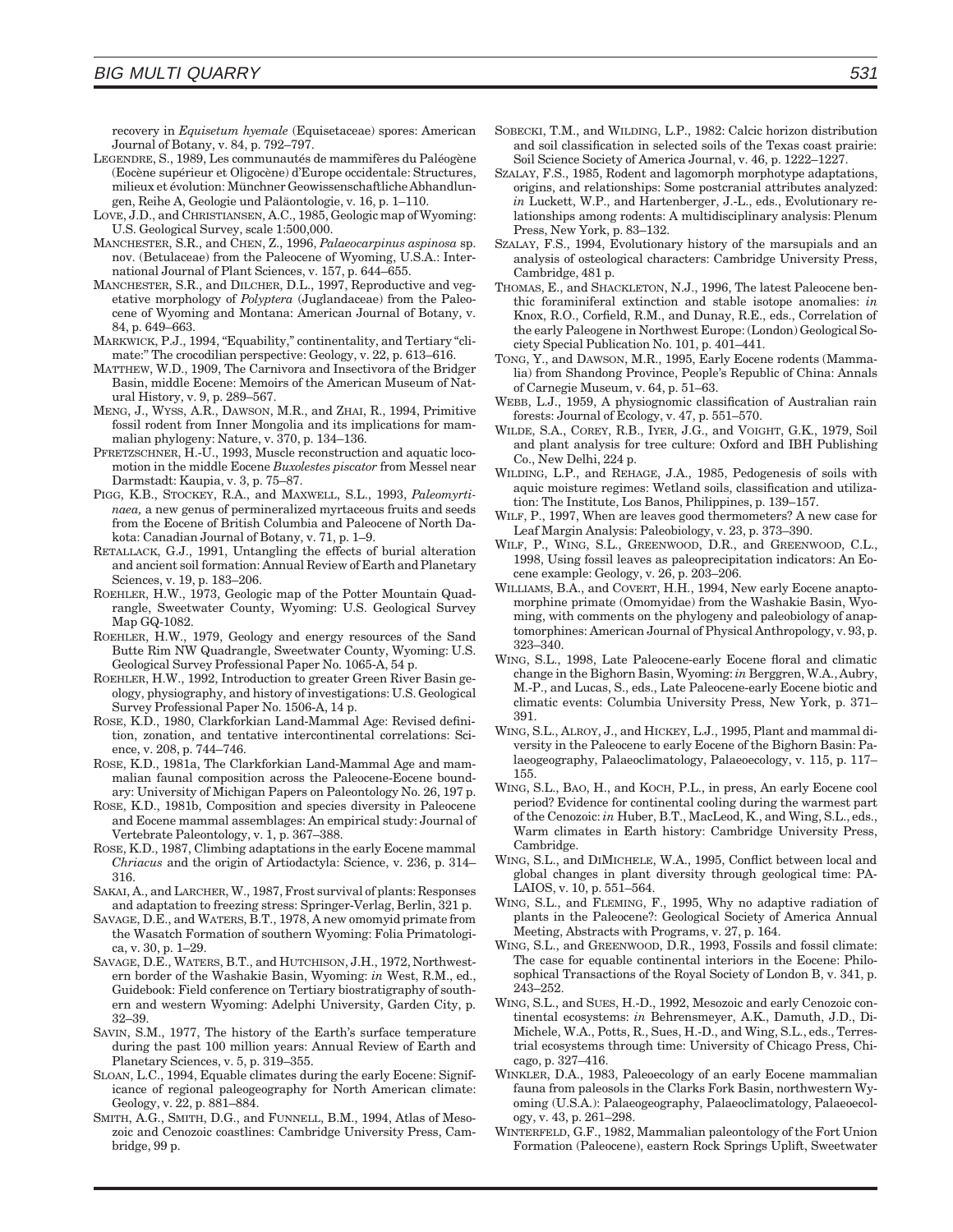recovery in *Equisetum hyemale* (Equisetaceae) spores: American Journal of Botany, v. 84, p. 792–797.

LEGENDRE, S., 1989, Les communautés de mammifères du Paléogène (Eocène supérieur et Oligocène) d'Europe occidentale: Structures, milieux et évolution: Münchner Geowissenschaftliche Abhandlungen, Reihe A, Geologie und Paläontologie, v. 16, p. 1–110.

LOVE, J.D., and CHRISTIANSEN, A.C., 1985, Geologic map of Wyoming: U.S. Geological Survey, scale 1:500,000.

MANCHESTER, S.R., and CHEN, Z., 1996, *Palaeocarpinus aspinosa* sp. nov. (Betulaceae) from the Paleocene of Wyoming, U.S.A.: International Journal of Plant Sciences, v. 157, p. 644–655.

MANCHESTER, S.R., and DILCHER, D.L., 1997, Reproductive and vegetative morphology of *Polyptera* (Juglandaceae) from the Paleocene of Wyoming and Montana: American Journal of Botany, v. 84, p. 649–663.

MARKWICK, P.J., 1994, "Equability," continentality, and Tertiary "climate:" The crocodilian perspective: Geology, v. 22, p. 613–616.

MATTHEW, W.D., 1909, The Carnivora and Insectivora of the Bridger Basin, middle Eocene: Memoirs of the American Museum of Natural History, v. 9, p. 289–567.

MENG, J., WYSS, A.R., DAWSON, M.R., and ZHAI, R., 1994, Primitive fossil rodent from Inner Mongolia and its implications for mammalian phylogeny: Nature, v. 370, p. 134–136.

PFRETZSCHNER, H.-U., 1993, Muscle reconstruction and aquatic locomotion in the middle Eocene *Buxolestes piscator* from Messel near Darmstadt: Kaupia, v. 3, p. 75–87.

PIGG, K.B., STOCKEY, R.A., and MAXWELL, S.L., 1993, *Paleomyrtinaea,* a new genus of permineralized myrtaceous fruits and seeds from the Eocene of British Columbia and Paleocene of North Dakota: Canadian Journal of Botany, v. 71, p. 1–9.

RETALLACK, G.J., 1991, Untangling the effects of burial alteration and ancient soil formation: Annual Review of Earth and Planetary Sciences, v. 19, p. 183–206.

ROEHLER, H.W., 1973, Geologic map of the Potter Mountain Quadrangle, Sweetwater County, Wyoming: U.S. Geological Survey Map GQ-1082.

ROEHLER, H.W., 1979, Geology and energy resources of the Sand Butte Rim NW Quadrangle, Sweetwater County, Wyoming: U.S. Geological Survey Professional Paper No. 1065-A, 54 p.

ROEHLER, H.W., 1992, Introduction to greater Green River Basin geology, physiography, and history of investigations: U.S. Geological Survey Professional Paper No. 1506-A, 14 p.

ROSE, K.D., 1980, Clarkforkian Land-Mammal Age: Revised definition, zonation, and tentative intercontinental correlations: Science, v. 208, p. 744–746.

ROSE, K.D., 1981a, The Clarkforkian Land-Mammal Age and mammalian faunal composition across the Paleocene-Eocene boundary: University of Michigan Papers on Paleontology No. 26, 197 p.

ROSE, K.D., 1981b, Composition and species diversity in Paleocene and Eocene mammal assemblages: An empirical study: Journal of Vertebrate Paleontology, v. 1, p. 367–388.

ROSE, K.D., 1987, Climbing adaptations in the early Eocene mammal *Chriacus* and the origin of Artiodactyla: Science, v. 236, p. 314–316.

SAKAI, A., and LARCHER, W., 1987, Frost survival of plants: Responses and adaptation to freezing stress: Springer-Verlag, Berlin, 321 p.

SAVAGE, D.E., and WATERS, B.T., 1978, A new omomyid primate from the Wasatch Formation of southern Wyoming: Folia Primatologica, v. 30, p. 1–29.

SAVAGE, D.E., WATERS, B.T., and HUTCHISON, J.H., 1972, Northwestern border of the Washakie Basin, Wyoming: *in* West, R.M., ed., Guidebook: Field conference on Tertiary biostratigraphy of southern and western Wyoming: Adelphi University, Garden City, p. 32–39.

SAVIN, S.M., 1977, The history of the Earth's surface temperature during the past 100 million years: Annual Review of Earth and Planetary Sciences, v. 5, p. 319–355.

SLOAN, L.C., 1994, Equable climates during the early Eocene: Significance of regional paleogeography for North American climate: Geology, v. 22, p. 881–884.

SMITH, A.G., SMITH, D.G., and FUNNELL, B.M., 1994, Atlas of Mesozoic and Cenozoic coastlines: Cambridge University Press, Cambridge, 99 p.

SOBECKI, T.M., and WILDING, L.P., 1982: Calcic horizon distribution and soil classification in selected soils of the Texas coast prairie: Soil Science Society of America Journal, v. 46, p. 1222–1227.

SZALAY, F.S., 1985, Rodent and lagomorph morphotype adaptations, origins, and relationships: Some postcranial attributes analyzed: *in* Luckett, W.P., and Hartenberger, J.-L., eds., Evolutionary relationships among rodents: A multidisciplinary analysis: Plenum Press, New York, p. 83–132.

SZALAY, F.S., 1994, Evolutionary history of the marsupials and an analysis of osteological characters: Cambridge University Press, Cambridge, 481 p.

THOMAS, E., and SHACKLETON, N.J., 1996, The latest Paleocene benthic foraminiferal extinction and stable isotope anomalies: *in* Knox, R.O., Corfield, R.M., and Dunay, R.E., eds., Correlation of the early Paleogene in Northwest Europe: (London) Geological Society Special Publication No. 101, p. 401–441.

TONG, Y., and DAWSON, M.R., 1995, Early Eocene rodents (Mammalia) from Shandong Province, People's Republic of China: Annals of Carnegie Museum, v. 64, p. 51–63.

WEBB, L.J., 1959, A physiognomic classification of Australian rain forests: Journal of Ecology, v. 47, p. 551–570.

WILDE, S.A., COREY, R.B., IYER, J.G., and VOIGHT, G.K., 1979, Soil and plant analysis for tree culture: Oxford and IBH Publishing Co., New Delhi, 224 p.

WILDING, L.P., and REHAGE, J.A., 1985, Pedogenesis of soils with aquic moisture regimes: Wetland soils, classification and utilization: The Institute, Los Banos, Philippines, p. 139–157.

WILF, P., 1997, When are leaves good thermometers? A new case for Leaf Margin Analysis: Paleobiology, v. 23, p. 373–390.

WILF, P., WING, S.L., GREENWOOD, D.R., and GREENWOOD, C.L., 1998, Using fossil leaves as paleoprecipitation indicators: An Eocene example: Geology, v. 26, p. 203–206.

WILLIAMS, B.A., and COVERT, H.H., 1994, New early Eocene anaptomorphine primate (Omomyidae) from the Washakie Basin, Wyoming, with comments on the phylogeny and paleobiology of anaptomorphines: American Journal of Physical Anthropology, v. 93, p. 323–340.

WING, S.L., 1998, Late Paleocene-early Eocene floral and climatic change in the Bighorn Basin, Wyoming: *in* Berggren, W.A., Aubry, M.-P., and Lucas, S., eds., Late Paleocene-early Eocene biotic and climatic events: Columbia University Press, New York, p. 371–391.

WING, S.L., ALROY, J., and HICKEY, L.J., 1995, Plant and mammal diversity in the Paleocene to early Eocene of the Bighorn Basin: Palaeogeography, Palaeoclimatology, Palaeoecology, v. 115, p. 117–155.

WING, S.L., BAO, H., and KOCH, P.L., in press, An early Eocene cool period? Evidence for continental cooling during the warmest part of the Cenozoic: *in* Huber, B.T., MacLeod, K., and Wing, S.L., eds., Warm climates in Earth history: Cambridge University Press, Cambridge.

WING, S.L., and DIMICHELE, W.A., 1995, Conflict between local and global changes in plant diversity through geological time: PALAIOS, v. 10, p. 551–564.

WING, S.L., and FLEMING, F., 1995, Why no adaptive radiation of plants in the Paleocene?: Geological Society of America Annual Meeting, Abstracts with Programs, v. 27, p. 164.

WING, S.L., and GREENWOOD, D.R., 1993, Fossils and fossil climate: The case for equable continental interiors in the Eocene: Philosophical Transactions of the Royal Society of London B, v. 341, p. 243–252.

WING, S.L., and SUES, H.-D., 1992, Mesozoic and early Cenozoic continental ecosystems: *in* Behrensmeyer, A.K., Damuth, J.D., DiMichele, W.A., Potts, R., Sues, H.-D., and Wing, S.L., eds., Terrestrial ecosystems through time: University of Chicago Press, Chicago, p. 327–416.

WINKLER, D.A., 1983, Paleoecology of an early Eocene mammalian fauna from paleosols in the Clarks Fork Basin, northwestern Wyoming (U.S.A.): Palaeogeography, Palaeoclimatology, Palaeoecology, v. 43, p. 261–298.

WINTERFELD, G.F., 1982, Mammalian paleontology of the Fort Union Formation (Paleocene), eastern Rock Springs Uplift, Sweetwater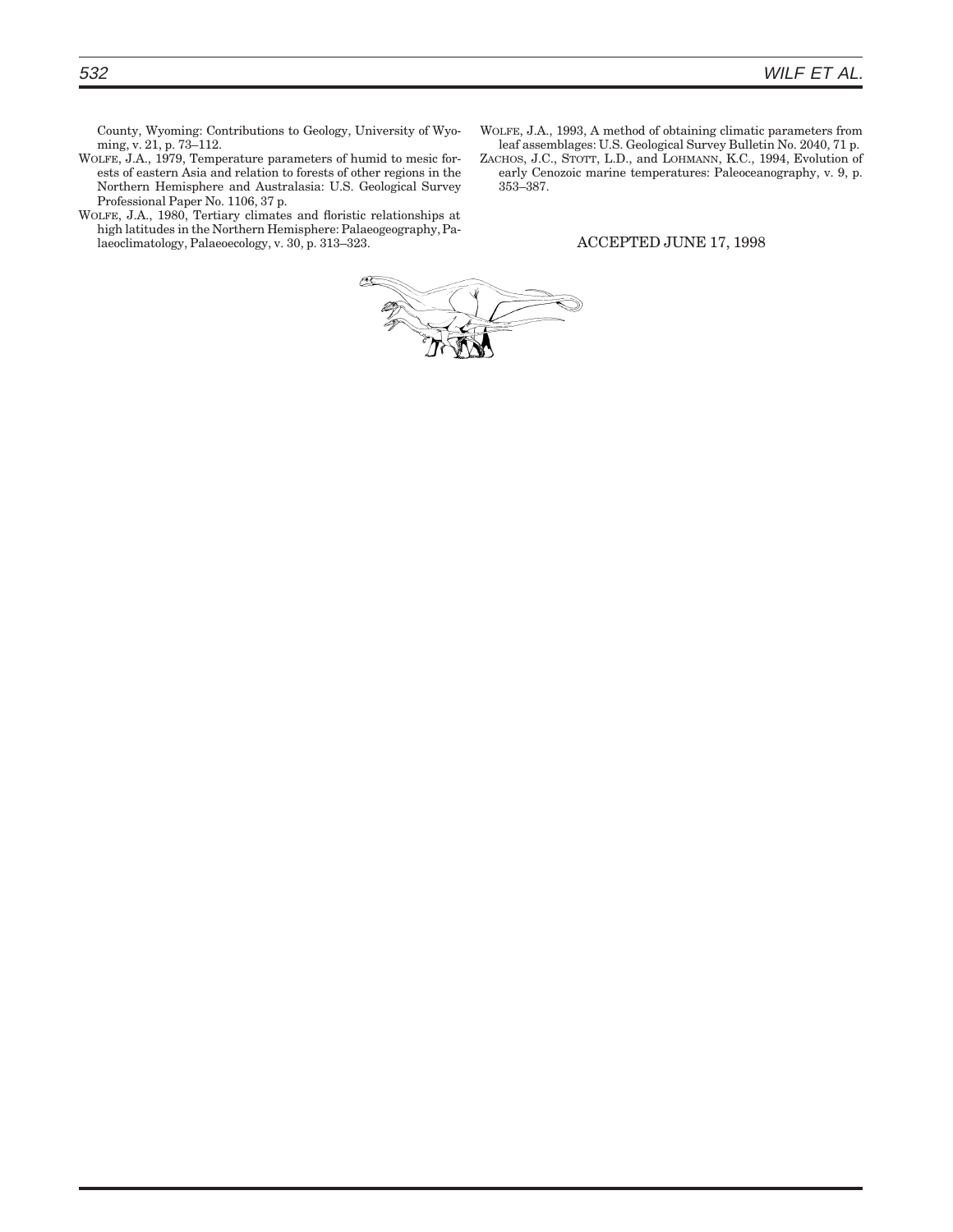County, Wyoming: Contributions to Geology, University of Wyoming, v. 21, p. 73–112.

WOLFE, J.A., 1979, Temperature parameters of humid to mesic forests of eastern Asia and relation to forests of other regions in the Northern Hemisphere and Australasia: U.S. Geological Survey Professional Paper No. 1106, 37 p.

WOLFE, J.A., 1980, Tertiary climates and floristic relationships at high latitudes in the Northern Hemisphere: Palaeogeography, Palaeoclimatology, Palaeoecology, v. 30, p. 313–323.

WOLFE, J.A., 1993, A method of obtaining climatic parameters from leaf assemblages: U.S. Geological Survey Bulletin No. 2040, 71 p.

ZACHOS, J.C., STOTT, L.D., and LOHMANN, K.C., 1994, Evolution of early Cenozoic marine temperatures: Paleoceanography, v. 9, p. 353–387.

ACCEPTED JUNE 17, 1998